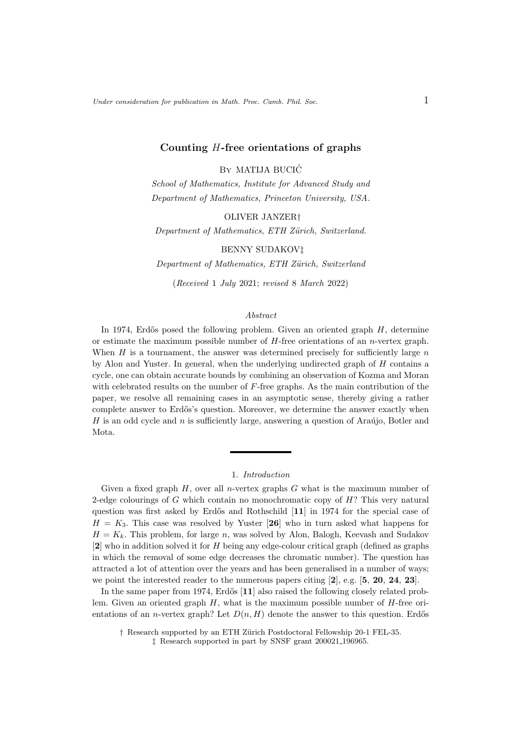# Counting $H$-free orientations of graphs

By MATIJA BUCIĆ

*School of Mathematics, Institute for Advanced Study and Department of Mathematics, Princeton University, USA.*

OLIVER JANZER†

*Department of Mathematics, ETH Zürich, Switzerland.*

BENNY SUDAKOV‡

*Department of Mathematics, ETH Zürich, Switzerland*

(*Received* 1 *July* 2021; *revised* 8 *March* 2022)

*Abstract*

In 1974, Erdős posed the following problem. Given an oriented graph $H$, determine or estimate the maximum possible number of $H$-free orientations of an $n$-vertex graph. When $H$ is a tournament, the answer was determined precisely for sufficiently large $n$ by Alon and Yuster. In general, when the underlying undirected graph of $H$ contains a cycle, one can obtain accurate bounds by combining an observation of Kozma and Moran with celebrated results on the number of $F$-free graphs. As the main contribution of the paper, we resolve all remaining cases in an asymptotic sense, thereby giving a rather complete answer to Erdős's question. Moreover, we determine the answer exactly when $H$ is an odd cycle and $n$ is sufficiently large, answering a question of Araújo, Botler and Mota.

## 1. *Introduction*

Given a fixed graph $H$, over all $n$-vertex graphs $G$ what is the maximum number of 2-edge colourings of $G$ which contain no monochromatic copy of $H$? This very natural question was first asked by Erdős and Rothschild [**11**] in 1974 for the special case of $H = K_3$. This case was resolved by Yuster [**26**] who in turn asked what happens for $H = K_k$. This problem, for large $n$, was solved by Alon, Balogh, Keevash and Sudakov [**2**] who in addition solved it for $H$ being any edge-colour critical graph (defined as graphs in which the removal of some edge decreases the chromatic number). The question has attracted a lot of attention over the years and has been generalised in a number of ways; we point the interested reader to the numerous papers citing [**2**], e.g. [**5**, **20**, **24**, **23**].

In the same paper from 1974, Erdős [**11**] also raised the following closely related problem. Given an oriented graph $H$, what is the maximum possible number of $H$-free orientations of an $n$-vertex graph? Let $D(n, H)$ denote the answer to this question. Erdős

† Research supported by an ETH Zürich Postdoctoral Fellowship 20-1 FEL-35.
‡ Research supported in part by SNSF grant 200021_196965.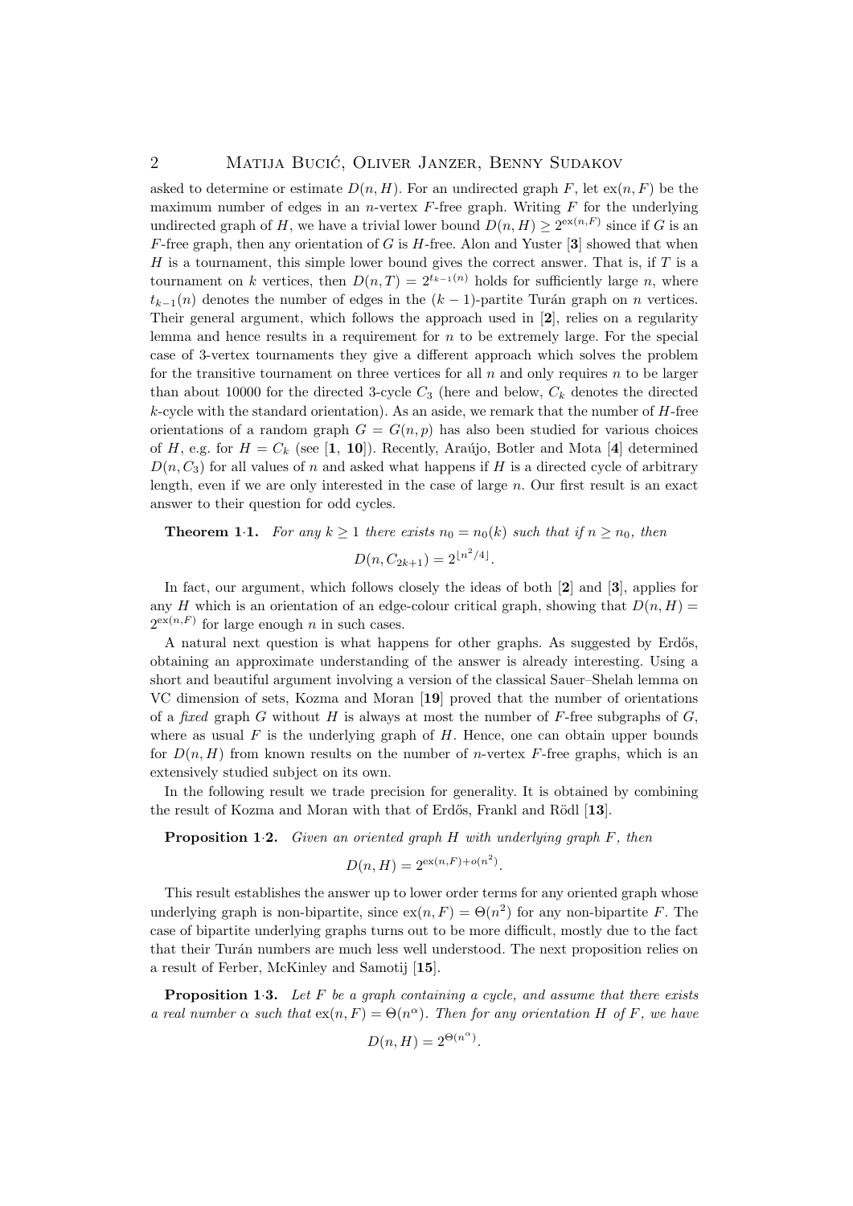asked to determine or estimate $D(n, H)$. For an undirected graph $F$, let $\mathrm{ex}(n, F)$ be the maximum number of edges in an $n$-vertex $F$-free graph. Writing $F$ for the underlying undirected graph of $H$, we have a trivial lower bound $D(n, H) \geq 2^{\mathrm{ex}(n,F)}$ since if $G$ is an $F$-free graph, then any orientation of $G$ is $H$-free. Alon and Yuster [**3**] showed that when $H$ is a tournament, this simple lower bound gives the correct answer. That is, if $T$ is a tournament on $k$ vertices, then $D(n, T) = 2^{t_{k-1}(n)}$ holds for sufficiently large $n$, where $t_{k-1}(n)$ denotes the number of edges in the $(k-1)$-partite Turán graph on $n$ vertices. Their general argument, which follows the approach used in [**2**], relies on a regularity lemma and hence results in a requirement for $n$ to be extremely large. For the special case of 3-vertex tournaments they give a different approach which solves the problem for the transitive tournament on three vertices for all $n$ and only requires $n$ to be larger than about 10000 for the directed 3-cycle $C_3$ (here and below, $C_k$ denotes the directed $k$-cycle with the standard orientation). As an aside, we remark that the number of $H$-free orientations of a random graph $G = G(n, p)$ has also been studied for various choices of $H$, e.g. for $H = C_k$ (see [**1**, **10**]). Recently, Araújo, Botler and Mota [**4**] determined $D(n, C_3)$ for all values of $n$ and asked what happens if $H$ is a directed cycle of arbitrary length, even if we are only interested in the case of large $n$. Our first result is an exact answer to their question for odd cycles.

**Theorem 1·1.** *For any $k \geq 1$ there exists $n_0 = n_0(k)$ such that if $n \geq n_0$, then*

$$D(n, C_{2k+1}) = 2^{\lfloor n^2/4 \rfloor}.$$

In fact, our argument, which follows closely the ideas of both [**2**] and [**3**], applies for any $H$ which is an orientation of an edge-colour critical graph, showing that $D(n, H) = 2^{\mathrm{ex}(n,F)}$ for large enough $n$ in such cases.

A natural next question is what happens for other graphs. As suggested by Erdős, obtaining an approximate understanding of the answer is already interesting. Using a short and beautiful argument involving a version of the classical Sauer–Shelah lemma on VC dimension of sets, Kozma and Moran [**19**] proved that the number of orientations of a *fixed* graph $G$ without $H$ is always at most the number of $F$-free subgraphs of $G$, where as usual $F$ is the underlying graph of $H$. Hence, one can obtain upper bounds for $D(n, H)$ from known results on the number of $n$-vertex $F$-free graphs, which is an extensively studied subject on its own.

In the following result we trade precision for generality. It is obtained by combining the result of Kozma and Moran with that of Erdős, Frankl and Rödl [**13**].

**Proposition 1·2.** *Given an oriented graph $H$ with underlying graph $F$, then*

$$D(n, H) = 2^{\mathrm{ex}(n,F)+o(n^2)}.$$

This result establishes the answer up to lower order terms for any oriented graph whose underlying graph is non-bipartite, since $\mathrm{ex}(n, F) = \Theta(n^2)$ for any non-bipartite $F$. The case of bipartite underlying graphs turns out to be more difficult, mostly due to the fact that their Turán numbers are much less well understood. The next proposition relies on a result of Ferber, McKinley and Samotij [**15**].

**Proposition 1·3.** *Let $F$ be a graph containing a cycle, and assume that there exists a real number $\alpha$ such that $\mathrm{ex}(n, F) = \Theta(n^\alpha)$. Then for any orientation $H$ of $F$, we have*

$$D(n, H) = 2^{\Theta(n^\alpha)}.$$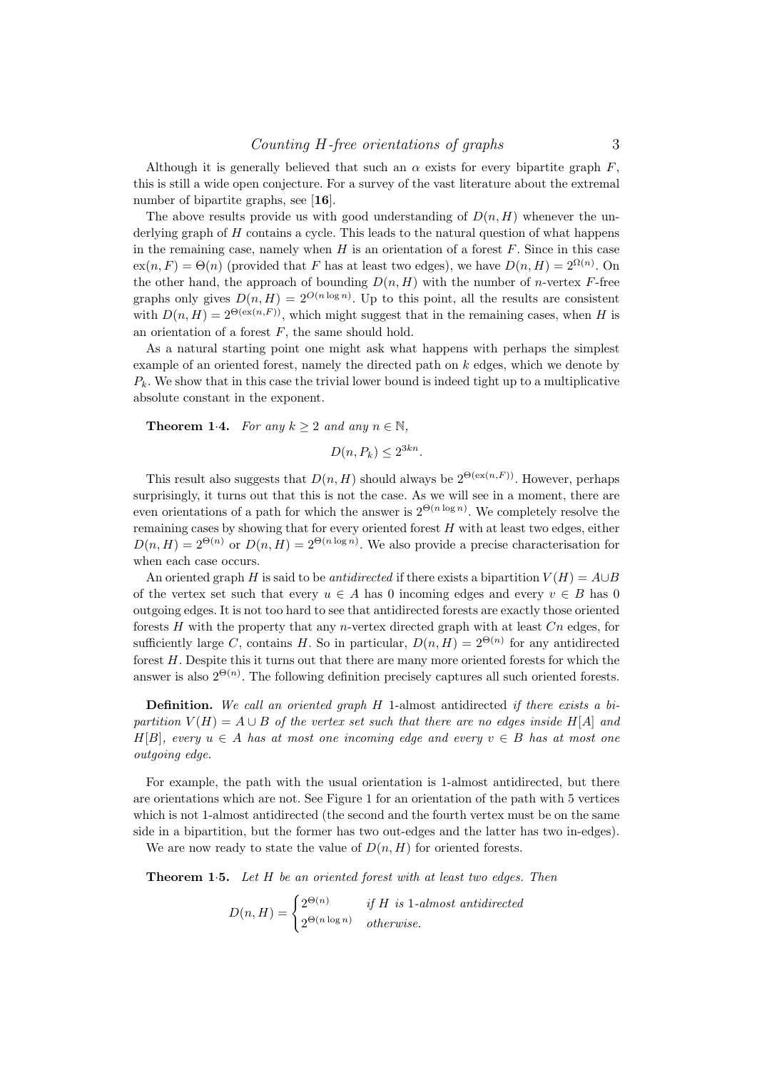Although it is generally believed that such an $\alpha$ exists for every bipartite graph $F$, this is still a wide open conjecture. For a survey of the vast literature about the extremal number of bipartite graphs, see [**16**].

The above results provide us with good understanding of $D(n, H)$ whenever the underlying graph of $H$ contains a cycle. This leads to the natural question of what happens in the remaining case, namely when $H$ is an orientation of a forest $F$. Since in this case $\text{ex}(n, F) = \Theta(n)$ (provided that $F$ has at least two edges), we have $D(n, H) = 2^{\Omega(n)}$. On the other hand, the approach of bounding $D(n, H)$ with the number of $n$-vertex $F$-free graphs only gives $D(n, H) = 2^{O(n \log n)}$. Up to this point, all the results are consistent with $D(n, H) = 2^{\Theta(\text{ex}(n,F))}$, which might suggest that in the remaining cases, when $H$ is an orientation of a forest $F$, the same should hold.

As a natural starting point one might ask what happens with perhaps the simplest example of an oriented forest, namely the directed path on $k$ edges, which we denote by $P_k$. We show that in this case the trivial lower bound is indeed tight up to a multiplicative absolute constant in the exponent.

**Theorem 1·4.** *For any $k \geq 2$ and any $n \in \mathbb{N}$,*

$$D(n, P_k) \leq 2^{3kn}.$$

This result also suggests that $D(n, H)$ should always be $2^{\Theta(\text{ex}(n,F))}$. However, perhaps surprisingly, it turns out that this is not the case. As we will see in a moment, there are even orientations of a path for which the answer is $2^{\Theta(n \log n)}$. We completely resolve the remaining cases by showing that for every oriented forest $H$ with at least two edges, either $D(n, H) = 2^{\Theta(n)}$ or $D(n, H) = 2^{\Theta(n \log n)}$. We also provide a precise characterisation for when each case occurs.

An oriented graph $H$ is said to be *antidirected* if there exists a bipartition $V(H) = A \cup B$ of the vertex set such that every $u \in A$ has 0 incoming edges and every $v \in B$ has 0 outgoing edges. It is not too hard to see that antidirected forests are exactly those oriented forests $H$ with the property that any $n$-vertex directed graph with at least $Cn$ edges, for sufficiently large $C$, contains $H$. So in particular, $D(n, H) = 2^{\Theta(n)}$ for any antidirected forest $H$. Despite this it turns out that there are many more oriented forests for which the answer is also $2^{\Theta(n)}$. The following definition precisely captures all such oriented forests.

**Definition.** *We call an oriented graph $H$* 1-almost antidirected *if there exists a bipartition $V(H) = A \cup B$ of the vertex set such that there are no edges inside $H[A]$ and $H[B]$, every $u \in A$ has at most one incoming edge and every $v \in B$ has at most one outgoing edge.*

For example, the path with the usual orientation is 1-almost antidirected, but there are orientations which are not. See Figure 1 for an orientation of the path with 5 vertices which is not 1-almost antidirected (the second and the fourth vertex must be on the same side in a bipartition, but the former has two out-edges and the latter has two in-edges).

We are now ready to state the value of $D(n, H)$ for oriented forests.

**Theorem 1·5.** *Let $H$ be an oriented forest with at least two edges. Then*

$$D(n, H) = \begin{cases} 2^{\Theta(n)} & \text{if } H \text{ is 1-almost antidirected} \\ 2^{\Theta(n \log n)} & \text{otherwise.} \end{cases}$$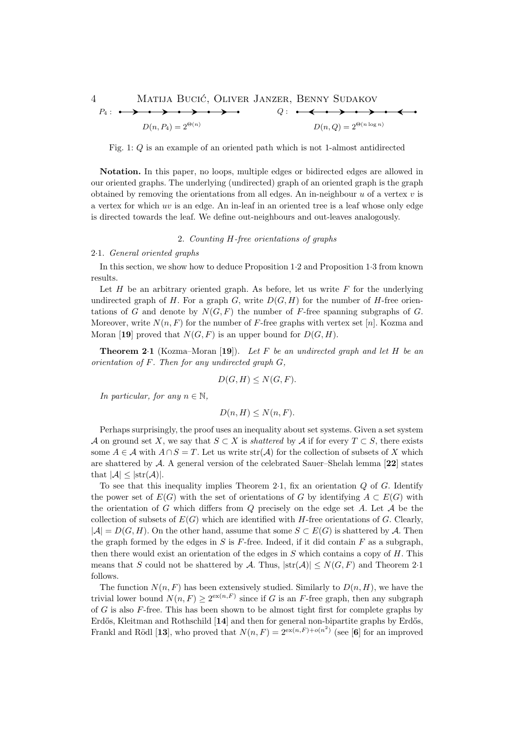$P_4$ : 

$D(n, P_4) = 2^{\Theta(n)}$

$Q$ :

$D(n, Q) = 2^{\Theta(n \log n)}$

Fig. 1: $Q$ is an example of an oriented path which is not 1-almost antidirected

**Notation.** In this paper, no loops, multiple edges or bidirected edges are allowed in our oriented graphs. The underlying (undirected) graph of an oriented graph is the graph obtained by removing the orientations from all edges. An in-neighbour $u$ of a vertex $v$ is a vertex for which $uv$ is an edge. An in-leaf in an oriented tree is a leaf whose only edge is directed towards the leaf. We define out-neighbours and out-leaves analogously.

## 2. *Counting H-free orientations of graphs*

### 2·1. *General oriented graphs*

In this section, we show how to deduce Proposition 1·2 and Proposition 1·3 from known results.

Let $H$ be an arbitrary oriented graph. As before, let us write $F$ for the underlying undirected graph of $H$. For a graph $G$, write $D(G, H)$ for the number of $H$-free orientations of $G$ and denote by $N(G, F)$ the number of $F$-free spanning subgraphs of $G$. Moreover, write $N(n, F)$ for the number of $F$-free graphs with vertex set $[n]$. Kozma and Moran [**19**] proved that $N(G, F)$ is an upper bound for $D(G, H)$.

**Theorem 2·1** (Kozma–Moran [**19**]). *Let $F$ be an undirected graph and let $H$ be an orientation of $F$. Then for any undirected graph $G$,*

$$D(G, H) \le N(G, F).$$

*In particular, for any $n \in \mathbb{N}$,*

$$D(n, H) \le N(n, F).$$

Perhaps surprisingly, the proof uses an inequality about set systems. Given a set system $\mathcal{A}$ on ground set $X$, we say that $S \subset X$ is *shattered* by $\mathcal{A}$ if for every $T \subset S$, there exists some $A \in \mathcal{A}$ with $A \cap S = T$. Let us write $\mathrm{str}(\mathcal{A})$ for the collection of subsets of $X$ which are shattered by $\mathcal{A}$. A general version of the celebrated Sauer–Shelah lemma [**22**] states that $|\mathcal{A}| \le |\mathrm{str}(\mathcal{A})|$.

To see that this inequality implies Theorem 2·1, fix an orientation $Q$ of $G$. Identify the power set of $E(G)$ with the set of orientations of $G$ by identifying $A \subset E(G)$ with the orientation of $G$ which differs from $Q$ precisely on the edge set $A$. Let $\mathcal{A}$ be the collection of subsets of $E(G)$ which are identified with $H$-free orientations of $G$. Clearly, $|\mathcal{A}| = D(G, H)$. On the other hand, assume that some $S \subset E(G)$ is shattered by $\mathcal{A}$. Then the graph formed by the edges in $S$ is $F$-free. Indeed, if it did contain $F$ as a subgraph, then there would exist an orientation of the edges in $S$ which contains a copy of $H$. This means that $S$ could not be shattered by $\mathcal{A}$. Thus, $|\mathrm{str}(\mathcal{A})| \le N(G, F)$ and Theorem 2·1 follows.

The function $N(n, F)$ has been extensively studied. Similarly to $D(n, H)$, we have the trivial lower bound $N(n, F) \ge 2^{\mathrm{ex}(n,F)}$ since if $G$ is an $F$-free graph, then any subgraph of $G$ is also $F$-free. This has been shown to be almost tight first for complete graphs by Erdős, Kleitman and Rothschild [**14**] and then for general non-bipartite graphs by Erdős, Frankl and Rödl [**13**], who proved that $N(n, F) = 2^{\mathrm{ex}(n,F)+o(n^2)}$ (see [**6**] for an improved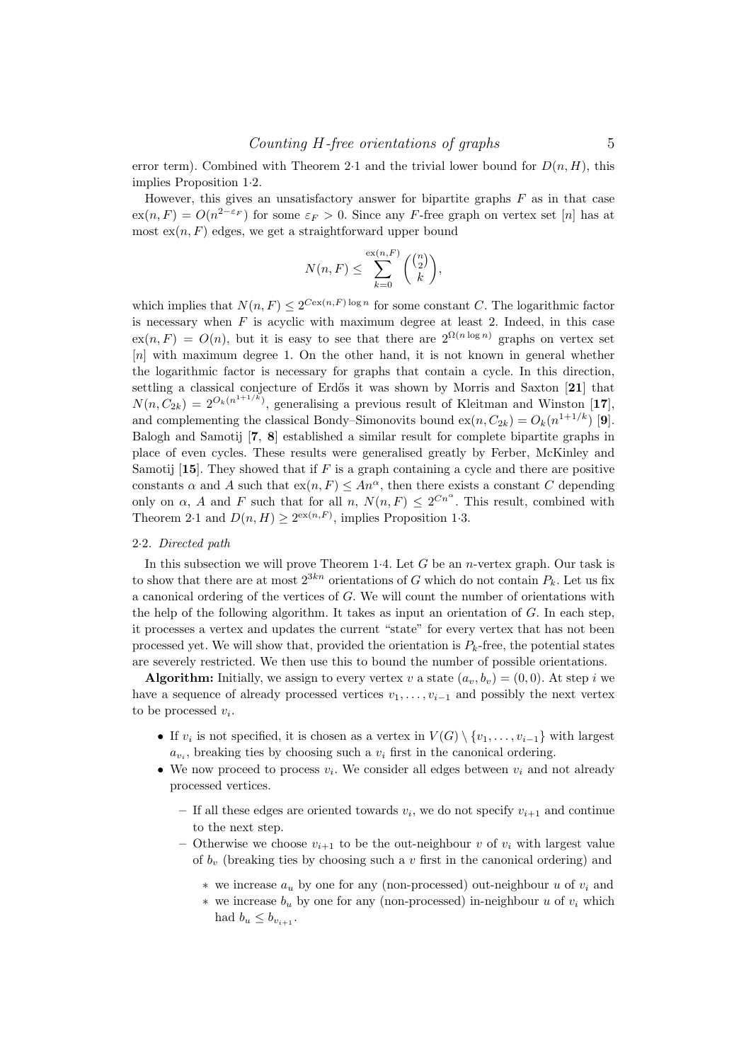error term). Combined with Theorem 2·1 and the trivial lower bound for $D(n, H)$, this implies Proposition 1·2.

However, this gives an unsatisfactory answer for bipartite graphs $F$ as in that case $\mathrm{ex}(n, F) = O(n^{2-\varepsilon_F})$ for some $\varepsilon_F > 0$. Since any $F$-free graph on vertex set $[n]$ has at most $\mathrm{ex}(n, F)$ edges, we get a straightforward upper bound

$$N(n, F) \le \sum_{k=0}^{\mathrm{ex}(n,F)} \binom{\binom{n}{2}}{k},$$

which implies that $N(n, F) \le 2^{C \mathrm{ex}(n,F) \log n}$ for some constant $C$. The logarithmic factor is necessary when $F$ is acyclic with maximum degree at least 2. Indeed, in this case $\mathrm{ex}(n, F) = O(n)$, but it is easy to see that there are $2^{\Omega(n \log n)}$ graphs on vertex set $[n]$ with maximum degree 1. On the other hand, it is not known in general whether the logarithmic factor is necessary for graphs that contain a cycle. In this direction, settling a classical conjecture of Erdős it was shown by Morris and Saxton [**21**] that $N(n, C_{2k}) = 2^{O_k(n^{1+1/k})}$, generalising a previous result of Kleitman and Winston [**17**], and complementing the classical Bondy–Simonovits bound $\mathrm{ex}(n, C_{2k}) = O_k(n^{1+1/k})$ [**9**]. Balogh and Samotij [**7**, **8**] established a similar result for complete bipartite graphs in place of even cycles. These results were generalised greatly by Ferber, McKinley and Samotij [**15**]. They showed that if $F$ is a graph containing a cycle and there are positive constants $\alpha$ and $A$ such that $\mathrm{ex}(n, F) \le An^{\alpha}$, then there exists a constant $C$ depending only on $\alpha$, $A$ and $F$ such that for all $n$, $N(n, F) \le 2^{Cn^{\alpha}}$. This result, combined with Theorem 2·1 and $D(n, H) \ge 2^{\mathrm{ex}(n,F)}$, implies Proposition 1·3.

### 2·2. *Directed path*

In this subsection we will prove Theorem 1·4. Let $G$ be an $n$-vertex graph. Our task is to show that there are at most $2^{3kn}$ orientations of $G$ which do not contain $P_k$. Let us fix a canonical ordering of the vertices of $G$. We will count the number of orientations with the help of the following algorithm. It takes as input an orientation of $G$. In each step, it processes a vertex and updates the current "state" for every vertex that has not been processed yet. We will show that, provided the orientation is $P_k$-free, the potential states are severely restricted. We then use this to bound the number of possible orientations.

**Algorithm:** Initially, we assign to every vertex $v$ a state $(a_v, b_v) = (0, 0)$. At step $i$ we have a sequence of already processed vertices $v_1, \ldots, v_{i-1}$ and possibly the next vertex to be processed $v_i$.

- If $v_i$ is not specified, it is chosen as a vertex in $V(G) \setminus \{v_1, \ldots, v_{i-1}\}$ with largest $a_{v_i}$, breaking ties by choosing such a $v_i$ first in the canonical ordering.
- We now proceed to process $v_i$. We consider all edges between $v_i$ and not already processed vertices.
  - If all these edges are oriented towards $v_i$, we do not specify $v_{i+1}$ and continue to the next step.
  - Otherwise we choose $v_{i+1}$ to be the out-neighbour $v$ of $v_i$ with largest value of $b_v$ (breaking ties by choosing such a $v$ first in the canonical ordering) and
    - we increase $a_u$ by one for any (non-processed) out-neighbour $u$ of $v_i$ and
    - we increase $b_u$ by one for any (non-processed) in-neighbour $u$ of $v_i$ which had $b_u \le b_{v_{i+1}}$.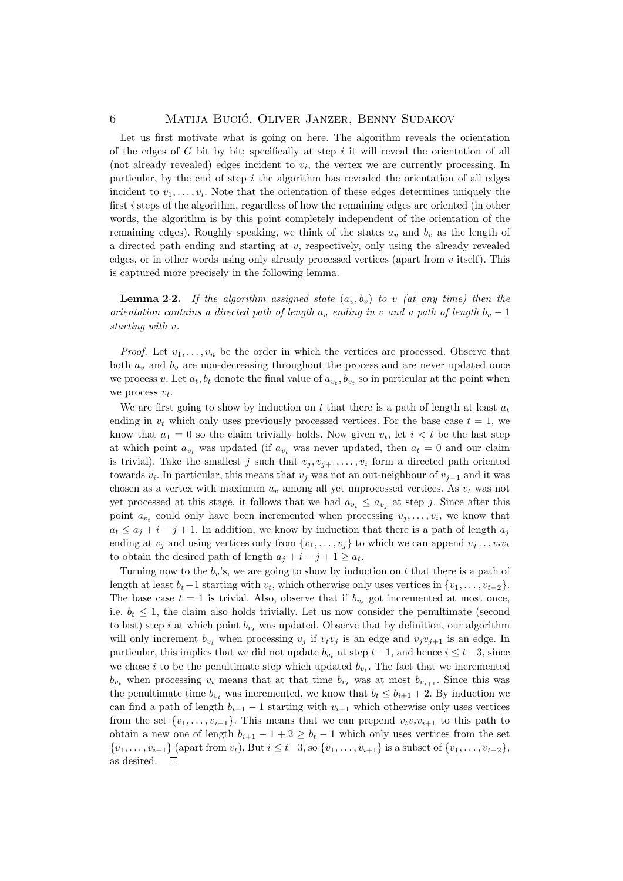Let us first motivate what is going on here. The algorithm reveals the orientation of the edges of $G$ bit by bit; specifically at step $i$ it will reveal the orientation of all (not already revealed) edges incident to $v_i$, the vertex we are currently processing. In particular, by the end of step $i$ the algorithm has revealed the orientation of all edges incident to $v_1, \dots, v_i$. Note that the orientation of these edges determines uniquely the first $i$ steps of the algorithm, regardless of how the remaining edges are oriented (in other words, the algorithm is by this point completely independent of the orientation of the remaining edges). Roughly speaking, we think of the states $a_v$ and $b_v$ as the length of a directed path ending and starting at $v$, respectively, only using the already revealed edges, or in other words using only already processed vertices (apart from $v$ itself). This is captured more precisely in the following lemma.

**Lemma 2·2.** *If the algorithm assigned state $(a_v, b_v)$ to $v$ (at any time) then the orientation contains a directed path of length $a_v$ ending in $v$ and a path of length $b_v - 1$ starting with $v$.*

*Proof.* Let $v_1, \dots, v_n$ be the order in which the vertices are processed. Observe that both $a_v$ and $b_v$ are non-decreasing throughout the process and are never updated once we process $v$. Let $a_t, b_t$ denote the final value of $a_{v_t}, b_{v_t}$ so in particular at the point when we process $v_t$.

We are first going to show by induction on $t$ that there is a path of length at least $a_t$ ending in $v_t$ which only uses previously processed vertices. For the base case $t = 1$, we know that $a_1 = 0$ so the claim trivially holds. Now given $v_t$, let $i < t$ be the last step at which point $a_{v_t}$ was updated (if $a_{v_t}$ was never updated, then $a_t = 0$ and our claim is trivial). Take the smallest $j$ such that $v_j, v_{j+1}, \dots, v_i$ form a directed path oriented towards $v_i$. In particular, this means that $v_j$ was not an out-neighbour of $v_{j-1}$ and it was chosen as a vertex with maximum $a_v$ among all yet unprocessed vertices. As $v_t$ was not yet processed at this stage, it follows that we had $a_{v_t} \le a_{v_j}$ at step $j$. Since after this point $a_{v_t}$ could only have been incremented when processing $v_j, \dots, v_i$, we know that $a_t \le a_j + i - j + 1$. In addition, we know by induction that there is a path of length $a_j$ ending at $v_j$ and using vertices only from $\{v_1, \dots, v_j\}$ to which we can append $v_j \dots v_i v_t$ to obtain the desired path of length $a_j + i - j + 1 \ge a_t$.

Turning now to the $b_v$'s, we are going to show by induction on $t$ that there is a path of length at least $b_t - 1$ starting with $v_t$, which otherwise only uses vertices in $\{v_1, \dots, v_{t-2}\}$. The base case $t = 1$ is trivial. Also, observe that if $b_{v_t}$ got incremented at most once, i.e. $b_t \le 1$, the claim also holds trivially. Let us now consider the penultimate (second to last) step $i$ at which point $b_{v_t}$ was updated. Observe that by definition, our algorithm will only increment $b_{v_t}$ when processing $v_j$ if $v_t v_j$ is an edge and $v_j v_{j+1}$ is an edge. In particular, this implies that we did not update $b_{v_t}$ at step $t-1$, and hence $i \le t-3$, since we chose $i$ to be the penultimate step which updated $b_{v_t}$. The fact that we incremented $b_{v_t}$ when processing $v_i$ means that at that time $b_{v_t}$ was at most $b_{v_{i+1}}$. Since this was the penultimate time $b_{v_t}$ was incremented, we know that $b_t \le b_{i+1} + 2$. By induction we can find a path of length $b_{i+1} - 1$ starting with $v_{i+1}$ which otherwise only uses vertices from the set $\{v_1, \dots, v_{i-1}\}$. This means that we can prepend $v_t v_i v_{i+1}$ to this path to obtain a new one of length $b_{i+1} - 1 + 2 \ge b_t - 1$ which only uses vertices from the set $\{v_1, \dots, v_{i+1}\}$ (apart from $v_t$). But $i \le t-3$, so $\{v_1, \dots, v_{i+1}\}$ is a subset of $\{v_1, \dots, v_{t-2}\}$, as desired. □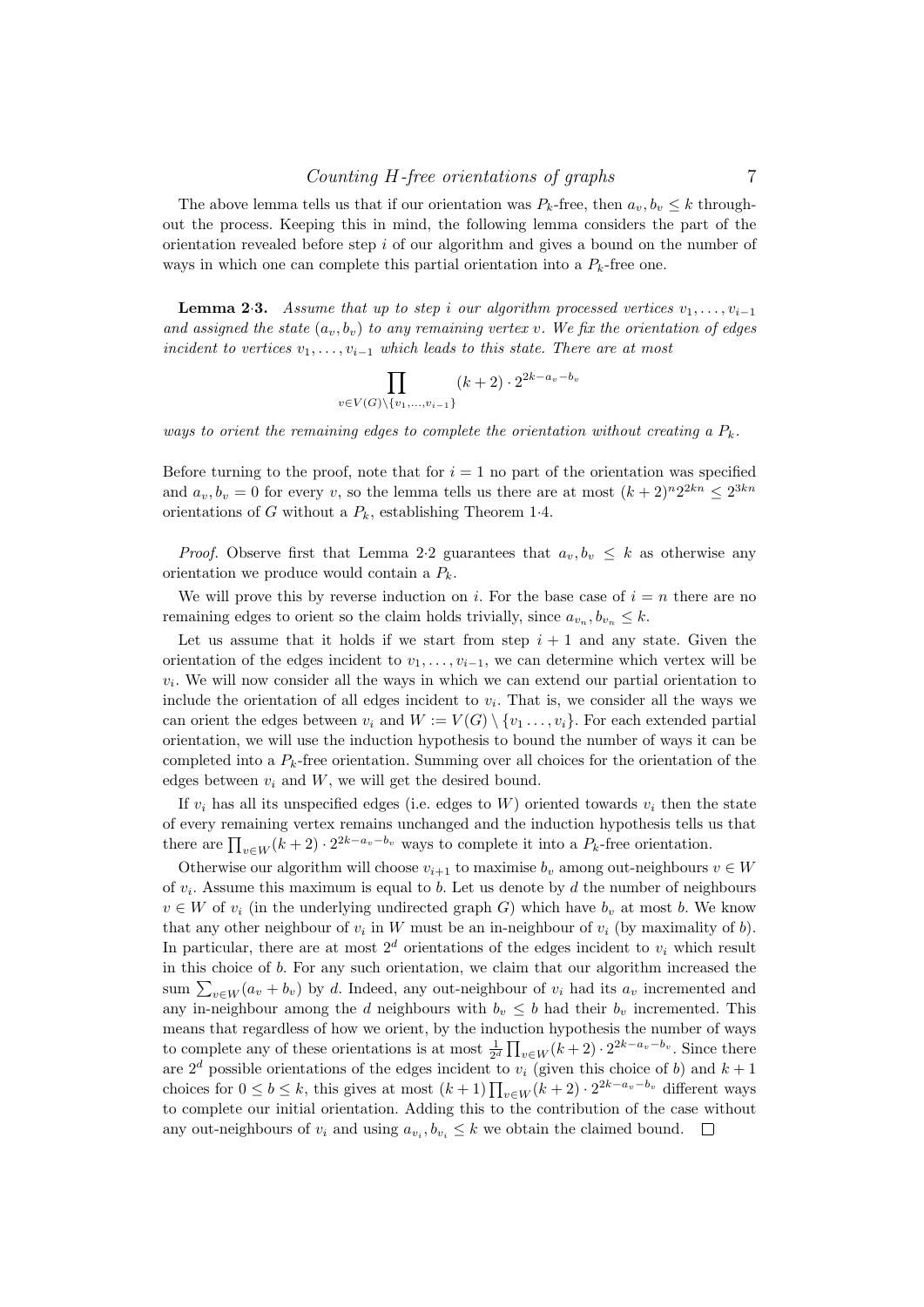The above lemma tells us that if our orientation was $P_k$-free, then $a_v, b_v \le k$ throughout the process. Keeping this in mind, the following lemma considers the part of the orientation revealed before step $i$ of our algorithm and gives a bound on the number of ways in which one can complete this partial orientation into a $P_k$-free one.

**Lemma 2·3.** *Assume that up to step $i$ our algorithm processed vertices $v_1, \dots, v_{i-1}$ and assigned the state $(a_v, b_v)$ to any remaining vertex $v$. We fix the orientation of edges incident to vertices $v_1, \dots, v_{i-1}$ which leads to this state. There are at most*

$$\prod_{v \in V(G) \setminus \{v_1, \dots, v_{i-1}\}} (k+2) \cdot 2^{2k - a_v - b_v}$$

*ways to orient the remaining edges to complete the orientation without creating a $P_k$.*

Before turning to the proof, note that for $i = 1$ no part of the orientation was specified and $a_v, b_v = 0$ for every $v$, so the lemma tells us there are at most $(k+2)^n 2^{2kn} \le 2^{3kn}$ orientations of $G$ without a $P_k$, establishing Theorem 1·4.

*Proof.* Observe first that Lemma 2·2 guarantees that $a_v, b_v \le k$ as otherwise any orientation we produce would contain a $P_k$.

We will prove this by reverse induction on $i$. For the base case of $i = n$ there are no remaining edges to orient so the claim holds trivially, since $a_{v_n}, b_{v_n} \le k$.

Let us assume that it holds if we start from step $i+1$ and any state. Given the orientation of the edges incident to $v_1, \dots, v_{i-1}$, we can determine which vertex will be $v_i$. We will now consider all the ways in which we can extend our partial orientation to include the orientation of all edges incident to $v_i$. That is, we consider all the ways we can orient the edges between $v_i$ and $W := V(G) \setminus \{v_1 \dots, v_i\}$. For each extended partial orientation, we will use the induction hypothesis to bound the number of ways it can be completed into a $P_k$-free orientation. Summing over all choices for the orientation of the edges between $v_i$ and $W$, we will get the desired bound.

If $v_i$ has all its unspecified edges (i.e. edges to $W$) oriented towards $v_i$ then the state of every remaining vertex remains unchanged and the induction hypothesis tells us that there are $\prod_{v \in W} (k+2) \cdot 2^{2k - a_v - b_v}$ ways to complete it into a $P_k$-free orientation.

Otherwise our algorithm will choose $v_{i+1}$ to maximise $b_v$ among out-neighbours $v \in W$ of $v_i$. Assume this maximum is equal to $b$. Let us denote by $d$ the number of neighbours $v \in W$ of $v_i$ (in the underlying undirected graph $G$) which have $b_v$ at most $b$. We know that any other neighbour of $v_i$ in $W$ must be an in-neighbour of $v_i$ (by maximality of $b$). In particular, there are at most $2^d$ orientations of the edges incident to $v_i$ which result in this choice of $b$. For any such orientation, we claim that our algorithm increased the sum $\sum_{v \in W}(a_v + b_v)$ by $d$. Indeed, any out-neighbour of $v_i$ had its $a_v$ incremented and any in-neighbour among the $d$ neighbours with $b_v \le b$ had their $b_v$ incremented. This means that regardless of how we orient, by the induction hypothesis the number of ways to complete any of these orientations is at most $\frac{1}{2^d} \prod_{v \in W} (k+2) \cdot 2^{2k - a_v - b_v}$. Since there are $2^d$ possible orientations of the edges incident to $v_i$ (given this choice of $b$) and $k+1$ choices for $0 \le b \le k$, this gives at most $(k+1) \prod_{v \in W} (k+2) \cdot 2^{2k - a_v - b_v}$ different ways to complete our initial orientation. Adding this to the contribution of the case without any out-neighbours of $v_i$ and using $a_{v_i}, b_{v_i} \le k$ we obtain the claimed bound. $\square$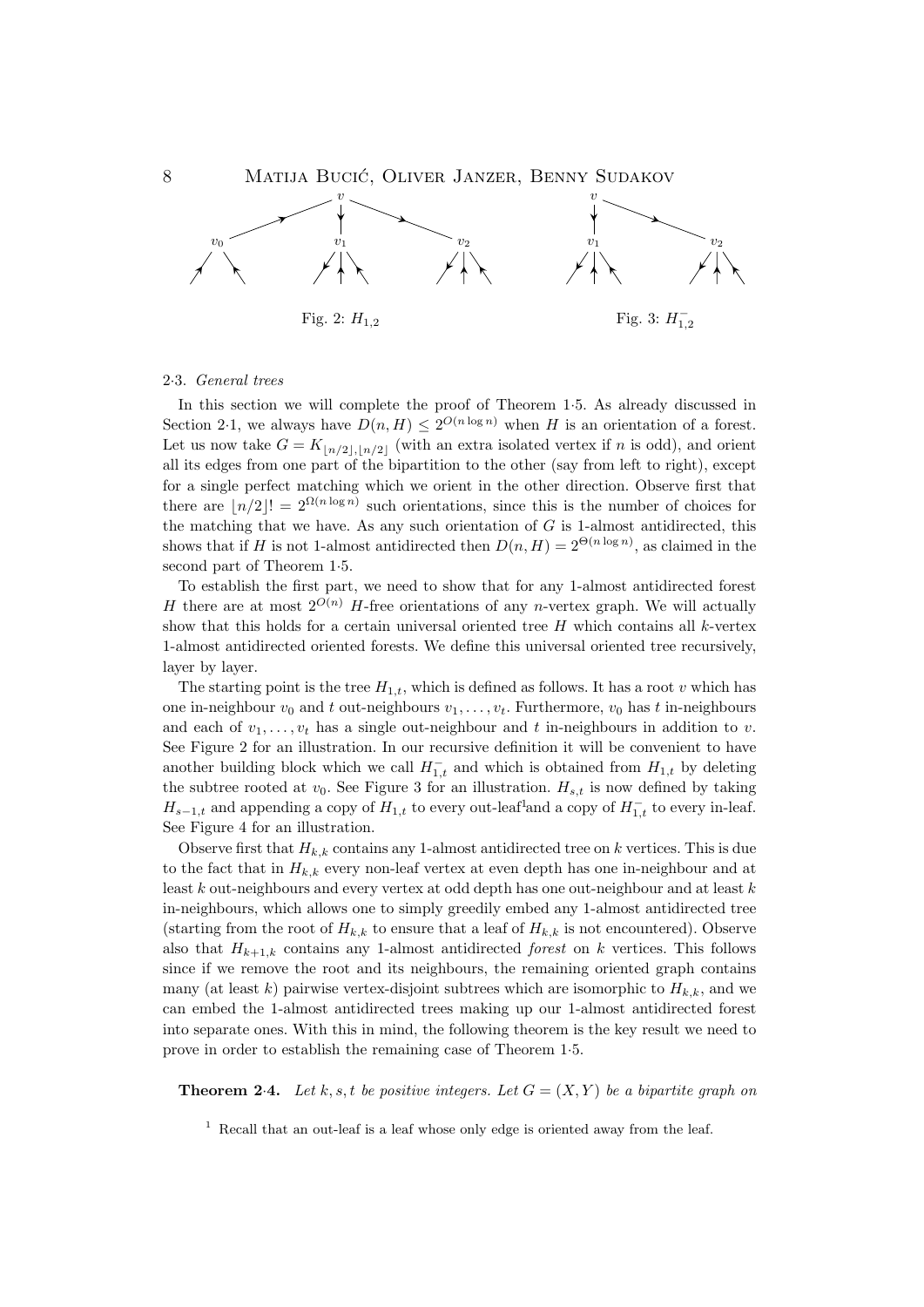Fig. 2: $H_{1,2}$

Fig. 3: $H^-_{1,2}$

### 2·3. *General trees*

In this section we will complete the proof of Theorem 1·5. As already discussed in Section 2·1, we always have $D(n,H) \le 2^{O(n\log n)}$ when $H$ is an orientation of a forest. Let us now take $G = K_{\lfloor n/2\rfloor,\lfloor n/2\rfloor}$ (with an extra isolated vertex if $n$ is odd), and orient all its edges from one part of the bipartition to the other (say from left to right), except for a single perfect matching which we orient in the other direction. Observe first that there are $\lfloor n/2\rfloor! = 2^{\Omega(n\log n)}$ such orientations, since this is the number of choices for the matching that we have. As any such orientation of $G$ is 1-almost antidirected, this shows that if $H$ is not 1-almost antidirected then $D(n,H) = 2^{\Theta(n\log n)}$, as claimed in the second part of Theorem 1·5.

To establish the first part, we need to show that for any 1-almost antidirected forest $H$ there are at most $2^{O(n)}$ $H$-free orientations of any $n$-vertex graph. We will actually show that this holds for a certain universal oriented tree $H$ which contains all $k$-vertex 1-almost antidirected oriented forests. We define this universal oriented tree recursively, layer by layer.

The starting point is the tree $H_{1,t}$, which is defined as follows. It has a root $v$ which has one in-neighbour $v_0$ and $t$ out-neighbours $v_1,\dots,v_t$. Furthermore, $v_0$ has $t$ in-neighbours and each of $v_1,\dots,v_t$ has a single out-neighbour and $t$ in-neighbours in addition to $v$. See Figure 2 for an illustration. In our recursive definition it will be convenient to have another building block which we call $H^-_{1,t}$ and which is obtained from $H_{1,t}$ by deleting the subtree rooted at $v_0$. See Figure 3 for an illustration. $H_{s,t}$ is now defined by taking $H_{s-1,t}$ and appending a copy of $H_{1,t}$ to every out-leaf[1] and a copy of $H^-_{1,t}$ to every in-leaf. See Figure 4 for an illustration.

Observe first that $H_{k,k}$ contains any 1-almost antidirected tree on $k$ vertices. This is due to the fact that in $H_{k,k}$ every non-leaf vertex at even depth has one in-neighbour and at least $k$ out-neighbours and every vertex at odd depth has one out-neighbour and at least $k$ in-neighbours, which allows one to simply greedily embed any 1-almost antidirected tree (starting from the root of $H_{k,k}$ to ensure that a leaf of $H_{k,k}$ is not encountered). Observe also that $H_{k+1,k}$ contains any 1-almost antidirected *forest* on $k$ vertices. This follows since if we remove the root and its neighbours, the remaining oriented graph contains many (at least $k$) pairwise vertex-disjoint subtrees which are isomorphic to $H_{k,k}$, and we can embed the 1-almost antidirected trees making up our 1-almost antidirected forest into separate ones. With this in mind, the following theorem is the key result we need to prove in order to establish the remaining case of Theorem 1·5.

**Theorem 2·4.** *Let $k,s,t$ be positive integers. Let $G=(X,Y)$ be a bipartite graph on*

[1] Recall that an out-leaf is a leaf whose only edge is oriented away from the leaf.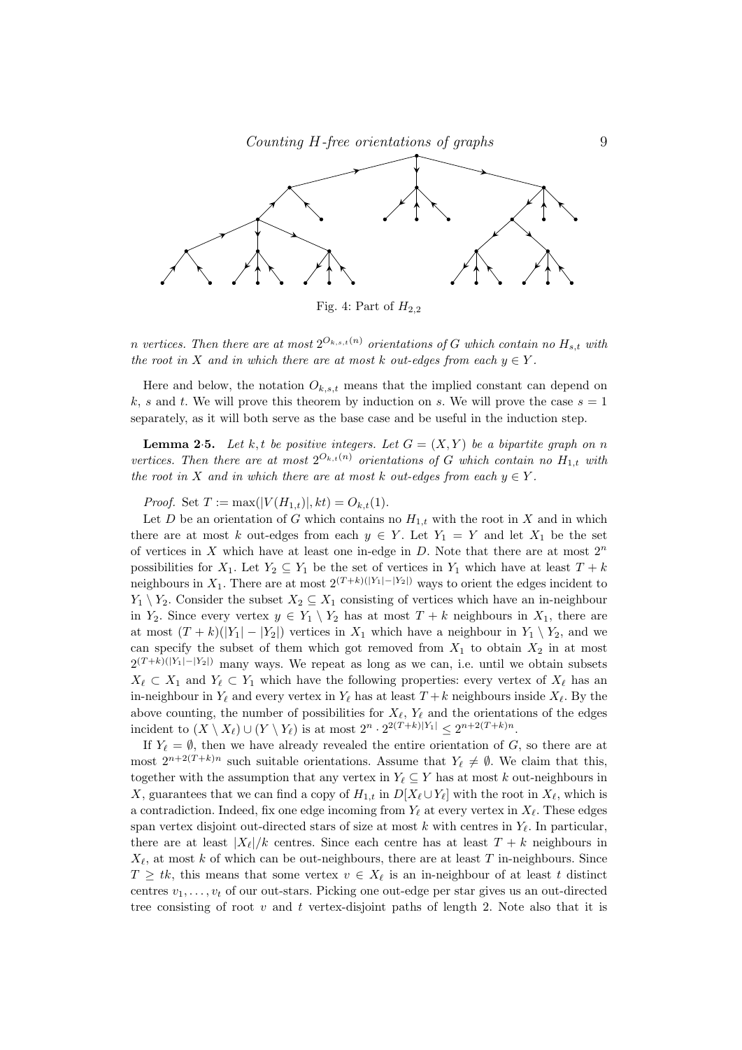Fig. 4: Part of $H_{2,2}$

*$n$ vertices. Then there are at most $2^{O_{k,s,t}(n)}$ orientations of $G$ which contain no $H_{s,t}$ with the root in $X$ and in which there are at most $k$ out-edges from each $y \in Y$.*

Here and below, the notation $O_{k,s,t}$ means that the implied constant can depend on $k$, $s$ and $t$. We will prove this theorem by induction on $s$. We will prove the case $s = 1$ separately, as it will both serve as the base case and be useful in the induction step.

**Lemma 2·5.** *Let $k, t$ be positive integers. Let $G = (X, Y)$ be a bipartite graph on $n$ vertices. Then there are at most $2^{O_{k,t}(n)}$ orientations of $G$ which contain no $H_{1,t}$ with the root in $X$ and in which there are at most $k$ out-edges from each $y \in Y$.*

*Proof.* Set $T := \max(|V(H_{1,t})|, kt) = O_{k,t}(1)$.

Let $D$ be an orientation of $G$ which contains no $H_{1,t}$ with the root in $X$ and in which there are at most $k$ out-edges from each $y \in Y$. Let $Y_1 = Y$ and let $X_1$ be the set of vertices in $X$ which have at least one in-edge in $D$. Note that there are at most $2^n$ possibilities for $X_1$. Let $Y_2 \subseteq Y_1$ be the set of vertices in $Y_1$ which have at least $T + k$ neighbours in $X_1$. There are at most $2^{(T+k)(|Y_1|-|Y_2|)}$ ways to orient the edges incident to $Y_1 \setminus Y_2$. Consider the subset $X_2 \subseteq X_1$ consisting of vertices which have an in-neighbour in $Y_2$. Since every vertex $y \in Y_1 \setminus Y_2$ has at most $T + k$ neighbours in $X_1$, there are at most $(T + k)(|Y_1| - |Y_2|)$ vertices in $X_1$ which have a neighbour in $Y_1 \setminus Y_2$, and we can specify the subset of them which got removed from $X_1$ to obtain $X_2$ in at most $2^{(T+k)(|Y_1|-|Y_2|)}$ many ways. We repeat as long as we can, i.e. until we obtain subsets $X_\ell \subset X_1$ and $Y_\ell \subset Y_1$ which have the following properties: every vertex of $X_\ell$ has an in-neighbour in $Y_\ell$ and every vertex in $Y_\ell$ has at least $T + k$ neighbours inside $X_\ell$. By the above counting, the number of possibilities for $X_\ell$, $Y_\ell$ and the orientations of the edges incident to $(X \setminus X_\ell) \cup (Y \setminus Y_\ell)$ is at most $2^n \cdot 2^{2(T+k)|Y_1|} \leq 2^{n+2(T+k)n}$.

If $Y_\ell = \emptyset$, then we have already revealed the entire orientation of $G$, so there are at most $2^{n+2(T+k)n}$ such suitable orientations. Assume that $Y_\ell \neq \emptyset$. We claim that this, together with the assumption that any vertex in $Y_\ell \subseteq Y$ has at most $k$ out-neighbours in $X$, guarantees that we can find a copy of $H_{1,t}$ in $D[X_\ell \cup Y_\ell]$ with the root in $X_\ell$, which is a contradiction. Indeed, fix one edge incoming from $Y_\ell$ at every vertex in $X_\ell$. These edges span vertex disjoint out-directed stars of size at most $k$ with centres in $Y_\ell$. In particular, there are at least $|X_\ell|/k$ centres. Since each centre has at least $T + k$ neighbours in $X_\ell$, at most $k$ of which can be out-neighbours, there are at least $T$ in-neighbours. Since $T \geq tk$, this means that some vertex $v \in X_\ell$ is an in-neighbour of at least $t$ distinct centres $v_1, \ldots, v_t$ of our out-stars. Picking one out-edge per star gives us an out-directed tree consisting of root $v$ and $t$ vertex-disjoint paths of length 2. Note also that it is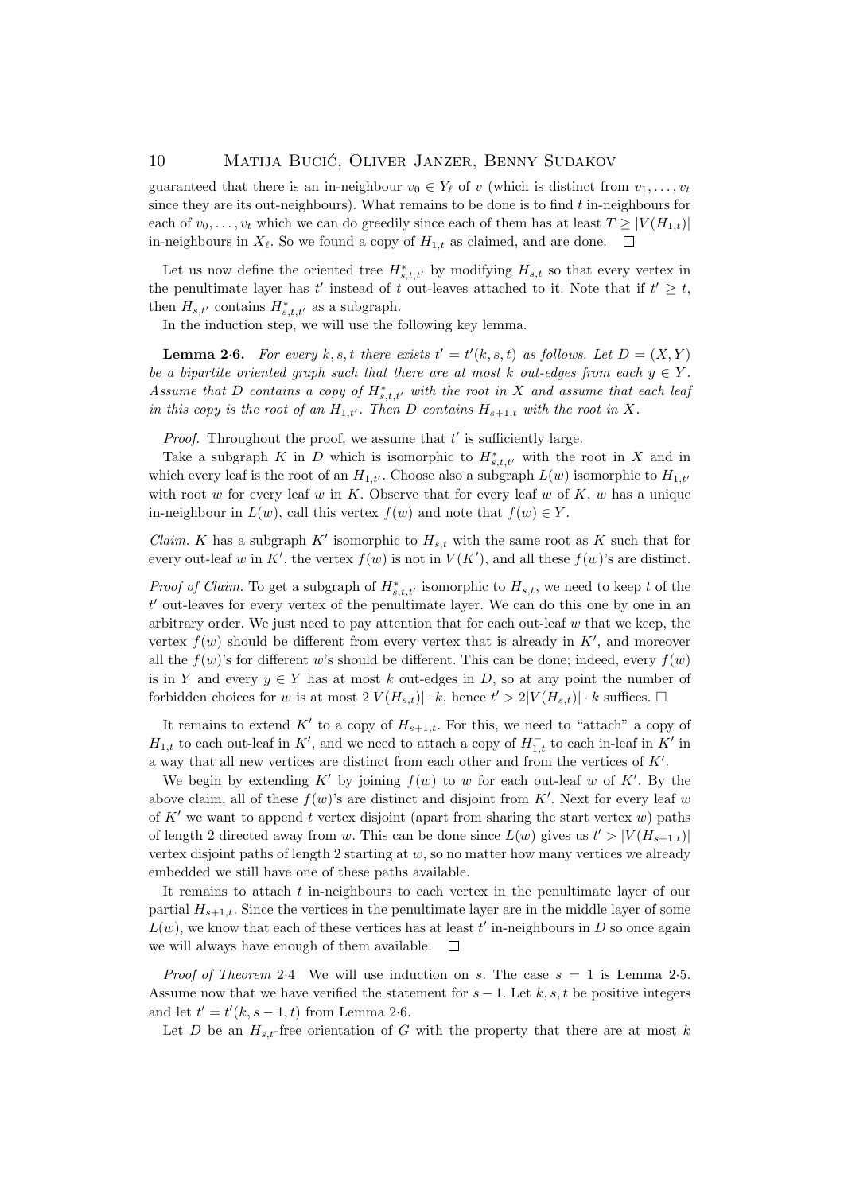guaranteed that there is an in-neighbour $v_0 \in Y_\ell$ of $v$ (which is distinct from $v_1, \dots, v_t$ since they are its out-neighbours). What remains to be done is to find $t$ in-neighbours for each of $v_0, \dots, v_t$ which we can do greedily since each of them has at least $T \geq |V(H_{1,t})|$ in-neighbours in $X_\ell$. So we found a copy of $H_{1,t}$ as claimed, and are done. □

Let us now define the oriented tree $H^*_{s,t,t'}$ by modifying $H_{s,t}$ so that every vertex in the penultimate layer has $t'$ instead of $t$ out-leaves attached to it. Note that if $t' \geq t$, then $H_{s,t'}$ contains $H^*_{s,t,t'}$ as a subgraph.

In the induction step, we will use the following key lemma.

**Lemma 2·6.** *For every $k, s, t$ there exists $t' = t'(k, s, t)$ as follows. Let $D = (X, Y)$ be a bipartite oriented graph such that there are at most $k$ out-edges from each $y \in Y$. Assume that $D$ contains a copy of $H^*_{s,t,t'}$ with the root in $X$ and assume that each leaf in this copy is the root of an $H_{1,t'}$. Then $D$ contains $H_{s+1,t}$ with the root in $X$.*

*Proof.* Throughout the proof, we assume that $t'$ is sufficiently large.

Take a subgraph $K$ in $D$ which is isomorphic to $H^*_{s,t,t'}$ with the root in $X$ and in which every leaf is the root of an $H_{1,t'}$. Choose also a subgraph $L(w)$ isomorphic to $H_{1,t'}$ with root $w$ for every leaf $w$ in $K$. Observe that for every leaf $w$ of $K$, $w$ has a unique in-neighbour in $L(w)$, call this vertex $f(w)$ and note that $f(w) \in Y$.

*Claim.* $K$ has a subgraph $K'$ isomorphic to $H_{s,t}$ with the same root as $K$ such that for every out-leaf $w$ in $K'$, the vertex $f(w)$ is not in $V(K')$, and all these $f(w)$'s are distinct.

*Proof of Claim.* To get a subgraph of $H^*_{s,t,t'}$ isomorphic to $H_{s,t}$, we need to keep $t$ of the $t'$ out-leaves for every vertex of the penultimate layer. We can do this one by one in an arbitrary order. We just need to pay attention that for each out-leaf $w$ that we keep, the vertex $f(w)$ should be different from every vertex that is already in $K'$, and moreover all the $f(w)$'s for different $w$'s should be different. This can be done; indeed, every $f(w)$ is in $Y$ and every $y \in Y$ has at most $k$ out-edges in $D$, so at any point the number of forbidden choices for $w$ is at most $2|V(H_{s,t})| \cdot k$, hence $t' > 2|V(H_{s,t})| \cdot k$ suffices. □

It remains to extend $K'$ to a copy of $H_{s+1,t}$. For this, we need to "attach" a copy of $H_{1,t}$ to each out-leaf in $K'$, and we need to attach a copy of $H^-_{1,t}$ to each in-leaf in $K'$ in a way that all new vertices are distinct from each other and from the vertices of $K'$.

We begin by extending $K'$ by joining $f(w)$ to $w$ for each out-leaf $w$ of $K'$. By the above claim, all of these $f(w)$'s are distinct and disjoint from $K'$. Next for every leaf $w$ of $K'$ we want to append $t$ vertex disjoint (apart from sharing the start vertex $w$) paths of length 2 directed away from $w$. This can be done since $L(w)$ gives us $t' > |V(H_{s+1,t})|$ vertex disjoint paths of length 2 starting at $w$, so no matter how many vertices we already embedded we still have one of these paths available.

It remains to attach $t$ in-neighbours to each vertex in the penultimate layer of our partial $H_{s+1,t}$. Since the vertices in the penultimate layer are in the middle layer of some $L(w)$, we know that each of these vertices has at least $t'$ in-neighbours in $D$ so once again we will always have enough of them available. □

*Proof of Theorem* 2·4 We will use induction on $s$. The case $s = 1$ is Lemma 2·5. Assume now that we have verified the statement for $s - 1$. Let $k, s, t$ be positive integers and let $t' = t'(k, s-1, t)$ from Lemma 2·6.

Let $D$ be an $H_{s,t}$-free orientation of $G$ with the property that there are at most $k$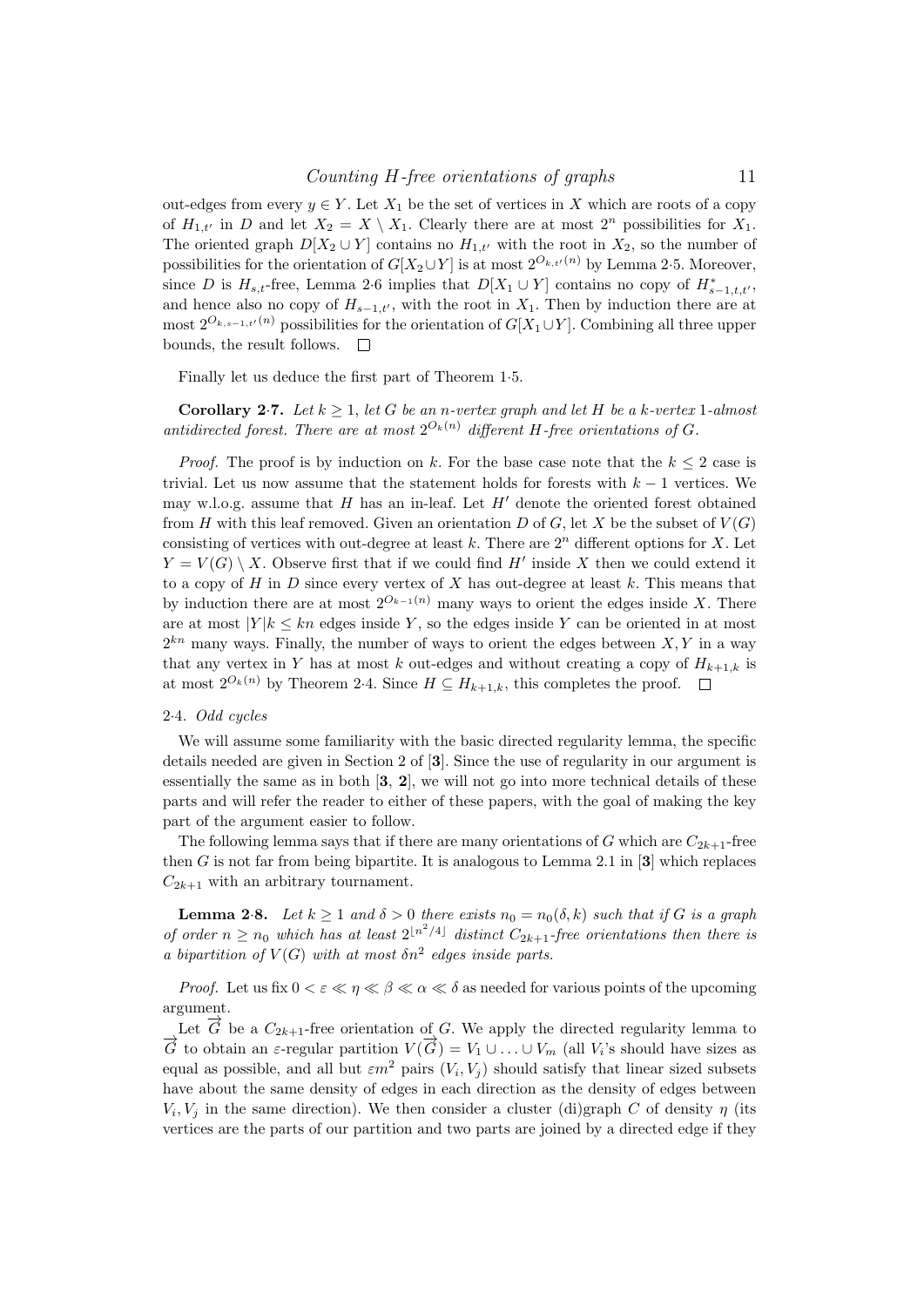out-edges from every $y \in Y$. Let $X_1$ be the set of vertices in $X$ which are roots of a copy of $H_{1,t'}$ in $D$ and let $X_2 = X \setminus X_1$. Clearly there are at most $2^n$ possibilities for $X_1$. The oriented graph $D[X_2 \cup Y]$ contains no $H_{1,t'}$ with the root in $X_2$, so the number of possibilities for the orientation of $G[X_2 \cup Y]$ is at most $2^{O_{k,t'}(n)}$ by Lemma 2·5. Moreover, since $D$ is $H_{s,t}$-free, Lemma 2·6 implies that $D[X_1 \cup Y]$ contains no copy of $H^*_{s-1,t,t'}$, and hence also no copy of $H_{s-1,t'}$, with the root in $X_1$. Then by induction there are at most $2^{O_{k,s-1,t'}(n)}$ possibilities for the orientation of $G[X_1 \cup Y]$. Combining all three upper bounds, the result follows. □

Finally let us deduce the first part of Theorem 1·5.

**Corollary 2·7.** *Let $k \geq 1$, let $G$ be an $n$-vertex graph and let $H$ be a $k$-vertex 1-almost antidirected forest. There are at most $2^{O_k(n)}$ different $H$-free orientations of $G$.*

*Proof.* The proof is by induction on $k$. For the base case note that the $k \leq 2$ case is trivial. Let us now assume that the statement holds for forests with $k-1$ vertices. We may w.l.o.g. assume that $H$ has an in-leaf. Let $H'$ denote the oriented forest obtained from $H$ with this leaf removed. Given an orientation $D$ of $G$, let $X$ be the subset of $V(G)$ consisting of vertices with out-degree at least $k$. There are $2^n$ different options for $X$. Let $Y = V(G) \setminus X$. Observe first that if we could find $H'$ inside $X$ then we could extend it to a copy of $H$ in $D$ since every vertex of $X$ has out-degree at least $k$. This means that by induction there are at most $2^{O_{k-1}(n)}$ many ways to orient the edges inside $X$. There are at most $|Y|k \leq kn$ edges inside $Y$, so the edges inside $Y$ can be oriented in at most $2^{kn}$ many ways. Finally, the number of ways to orient the edges between $X, Y$ in a way that any vertex in $Y$ has at most $k$ out-edges and without creating a copy of $H_{k+1,k}$ is at most $2^{O_k(n)}$ by Theorem 2·4. Since $H \subseteq H_{k+1,k}$, this completes the proof. □

### 2·4. *Odd cycles*

We will assume some familiarity with the basic directed regularity lemma, the specific details needed are given in Section 2 of [**3**]. Since the use of regularity in our argument is essentially the same as in both [**3**, **2**], we will not go into more technical details of these parts and will refer the reader to either of these papers, with the goal of making the key part of the argument easier to follow.

The following lemma says that if there are many orientations of $G$ which are $C_{2k+1}$-free then $G$ is not far from being bipartite. It is analogous to Lemma 2.1 in [**3**] which replaces $C_{2k+1}$ with an arbitrary tournament.

**Lemma 2·8.** *Let $k \geq 1$ and $\delta > 0$ there exists $n_0 = n_0(\delta, k)$ such that if $G$ is a graph of order $n \geq n_0$ which has at least $2^{\lfloor n^2/4 \rfloor}$ distinct $C_{2k+1}$-free orientations then there is a bipartition of $V(G)$ with at most $\delta n^2$ edges inside parts.*

*Proof.* Let us fix $0 < \varepsilon \ll \eta \ll \beta \ll \alpha \ll \delta$ as needed for various points of the upcoming argument.

Let $\overrightarrow{G}$ be a $C_{2k+1}$-free orientation of $G$. We apply the directed regularity lemma to $\overrightarrow{G}$ to obtain an $\varepsilon$-regular partition $V(\overrightarrow{G}) = V_1 \cup \ldots \cup V_m$ (all $V_i$'s should have sizes as equal as possible, and all but $\varepsilon m^2$ pairs $(V_i, V_j)$ should satisfy that linear sized subsets have about the same density of edges in each direction as the density of edges between $V_i, V_j$ in the same direction). We then consider a cluster (di)graph $C$ of density $\eta$ (its vertices are the parts of our partition and two parts are joined by a directed edge if they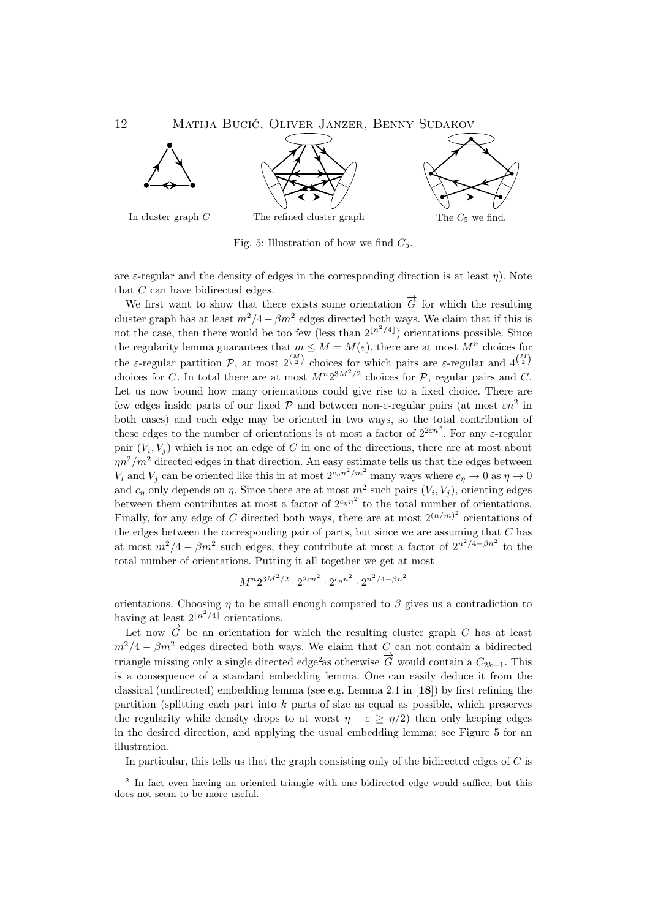In cluster graph $C$ 　 The refined cluster graph 　 The $C_5$ we find.

Fig. 5: Illustration of how we find $C_5$.

are $\varepsilon$-regular and the density of edges in the corresponding direction is at least $\eta$). Note that $C$ can have bidirected edges.

We first want to show that there exists some orientation $\overrightarrow{G}$ for which the resulting cluster graph has at least $m^2/4 - \beta m^2$ edges directed both ways. We claim that if this is not the case, then there would be too few (less than $2^{\lfloor n^2/4 \rfloor}$) orientations possible. Since the regularity lemma guarantees that $m \leq M = M(\varepsilon)$, there are at most $M^n$ choices for the $\varepsilon$-regular partition $\mathcal{P}$, at most $2^{\binom{M}{2}}$ choices for which pairs are $\varepsilon$-regular and $4^{\binom{M}{2}}$ choices for $C$. In total there are at most $M^n 2^{3M^2/2}$ choices for $\mathcal{P}$, regular pairs and $C$. Let us now bound how many orientations could give rise to a fixed choice. There are few edges inside parts of our fixed $\mathcal{P}$ and between non-$\varepsilon$-regular pairs (at most $\varepsilon n^2$ in both cases) and each edge may be oriented in two ways, so the total contribution of these edges to the number of orientations is at most a factor of $2^{2\varepsilon n^2}$. For any $\varepsilon$-regular pair $(V_i, V_j)$ which is not an edge of $C$ in one of the directions, there are at most about $\eta n^2/m^2$ directed edges in that direction. An easy estimate tells us that the edges between $V_i$ and $V_j$ can be oriented like this in at most $2^{c_\eta n^2/m^2}$ many ways where $c_\eta \to 0$ as $\eta \to 0$ and $c_\eta$ only depends on $\eta$. Since there are at most $m^2$ such pairs $(V_i, V_j)$, orienting edges between them contributes at most a factor of $2^{c_\eta n^2}$ to the total number of orientations. Finally, for any edge of $C$ directed both ways, there are at most $2^{(n/m)^2}$ orientations of the edges between the corresponding pair of parts, but since we are assuming that $C$ has at most $m^2/4 - \beta m^2$ such edges, they contribute at most a factor of $2^{n^2/4 - \beta n^2}$ to the total number of orientations. Putting it all together we get at most

$$M^n 2^{3M^2/2} \cdot 2^{2\varepsilon n^2} \cdot 2^{c_\eta n^2} \cdot 2^{n^2/4 - \beta n^2}$$

orientations. Choosing $\eta$ to be small enough compared to $\beta$ gives us a contradiction to having at least $2^{\lfloor n^2/4 \rfloor}$ orientations.

Let now $\overrightarrow{G}$ be an orientation for which the resulting cluster graph $C$ has at least $m^2/4 - \beta m^2$ edges directed both ways. We claim that $C$ can not contain a bidirected triangle missing only a single directed edge[2] as otherwise $\overrightarrow{G}$ would contain a $C_{2k+1}$. This is a consequence of a standard embedding lemma. One can easily deduce it from the classical (undirected) embedding lemma (see e.g. Lemma 2.1 in [**18**]) by first refining the partition (splitting each part into $k$ parts of size as equal as possible, which preserves the regularity while density drops to at worst $\eta - \varepsilon \geq \eta/2$) then only keeping edges in the desired direction, and applying the usual embedding lemma; see Figure 5 for an illustration.

In particular, this tells us that the graph consisting only of the bidirected edges of $C$ is

[2] In fact even having an oriented triangle with one bidirected edge would suffice, but this does not seem to be more useful.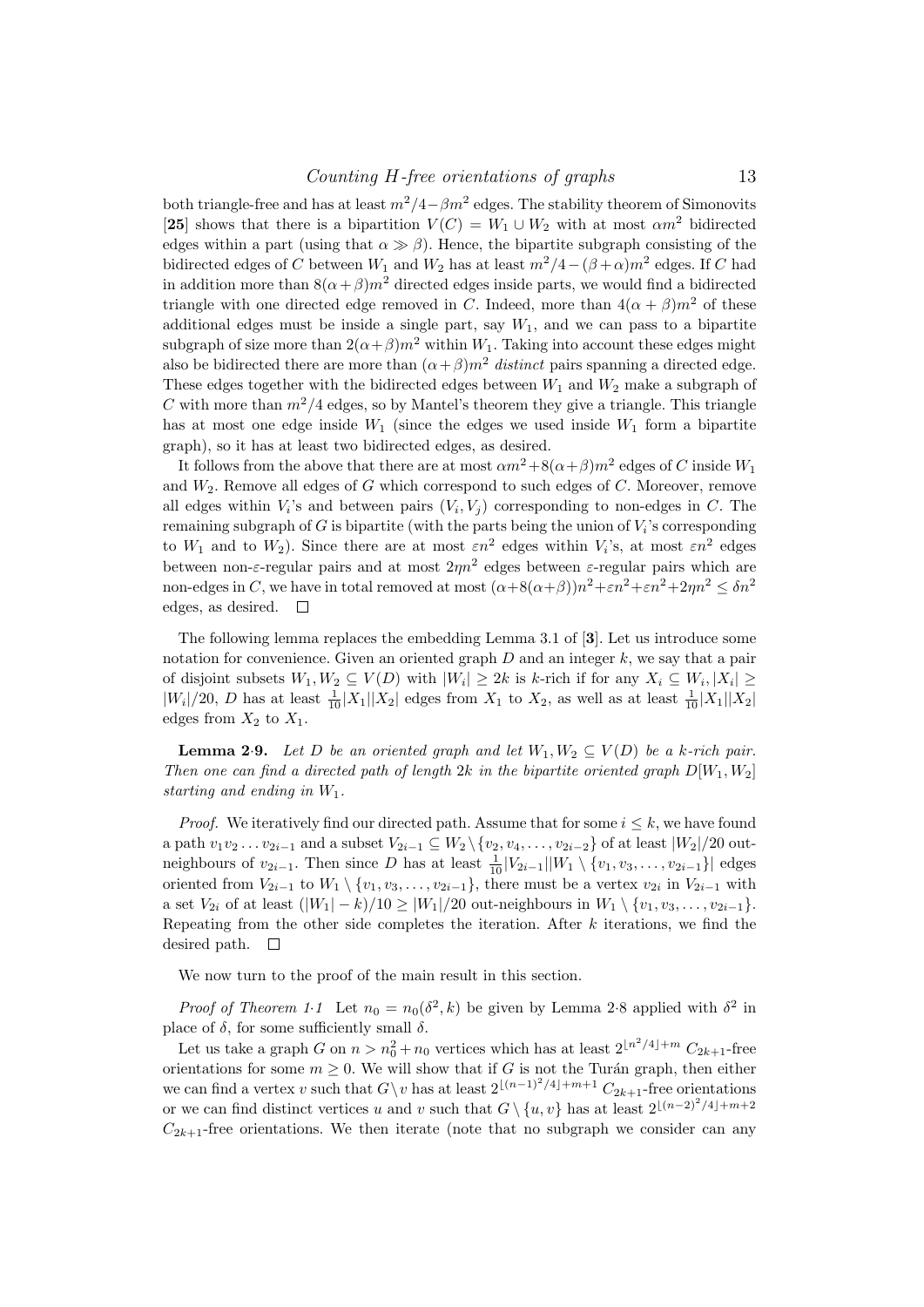both triangle-free and has at least $m^2/4 - \beta m^2$ edges. The stability theorem of Simonovits [**25**] shows that there is a bipartition $V(C) = W_1 \cup W_2$ with at most $\alpha m^2$ bidirected edges within a part (using that $\alpha \gg \beta$). Hence, the bipartite subgraph consisting of the bidirected edges of $C$ between $W_1$ and $W_2$ has at least $m^2/4 - (\beta+\alpha)m^2$ edges. If $C$ had in addition more than $8(\alpha+\beta)m^2$ directed edges inside parts, we would find a bidirected triangle with one directed edge removed in $C$. Indeed, more than $4(\alpha+\beta)m^2$ of these additional edges must be inside a single part, say $W_1$, and we can pass to a bipartite subgraph of size more than $2(\alpha+\beta)m^2$ within $W_1$. Taking into account these edges might also be bidirected there are more than $(\alpha+\beta)m^2$ *distinct* pairs spanning a directed edge. These edges together with the bidirected edges between $W_1$ and $W_2$ make a subgraph of $C$ with more than $m^2/4$ edges, so by Mantel's theorem they give a triangle. This triangle has at most one edge inside $W_1$ (since the edges we used inside $W_1$ form a bipartite graph), so it has at least two bidirected edges, as desired.

It follows from the above that there are at most $\alpha m^2 + 8(\alpha+\beta)m^2$ edges of $C$ inside $W_1$ and $W_2$. Remove all edges of $G$ which correspond to such edges of $C$. Moreover, remove all edges within $V_i$'s and between pairs $(V_i, V_j)$ corresponding to non-edges in $C$. The remaining subgraph of $G$ is bipartite (with the parts being the union of $V_i$'s corresponding to $W_1$ and to $W_2$). Since there are at most $\varepsilon n^2$ edges within $V_i$'s, at most $\varepsilon n^2$ edges between non-$\varepsilon$-regular pairs and at most $2\eta n^2$ edges between $\varepsilon$-regular pairs which are non-edges in $C$, we have in total removed at most $(\alpha+8(\alpha+\beta))n^2 + \varepsilon n^2 + \varepsilon n^2 + 2\eta n^2 \leq \delta n^2$ edges, as desired. $\square$

The following lemma replaces the embedding Lemma 3.1 of [**3**]. Let us introduce some notation for convenience. Given an oriented graph $D$ and an integer $k$, we say that a pair of disjoint subsets $W_1, W_2 \subseteq V(D)$ with $|W_i| \geq 2k$ is $k$-rich if for any $X_i \subseteq W_i, |X_i| \geq |W_i|/20$, $D$ has at least $\frac{1}{10}|X_1||X_2|$ edges from $X_1$ to $X_2$, as well as at least $\frac{1}{10}|X_1||X_2|$ edges from $X_2$ to $X_1$.

**Lemma 2·9.** *Let $D$ be an oriented graph and let $W_1, W_2 \subseteq V(D)$ be a $k$-rich pair. Then one can find a directed path of length $2k$ in the bipartite oriented graph $D[W_1, W_2]$ starting and ending in $W_1$.*

*Proof.* We iteratively find our directed path. Assume that for some $i \leq k$, we have found a path $v_1 v_2 \ldots v_{2i-1}$ and a subset $V_{2i-1} \subseteq W_2 \setminus \{v_2, v_4, \ldots, v_{2i-2}\}$ of at least $|W_2|/20$ out-neighbours of $v_{2i-1}$. Then since $D$ has at least $\frac{1}{10}|V_{2i-1}||W_1 \setminus \{v_1, v_3, \ldots, v_{2i-1}\}|$ edges oriented from $V_{2i-1}$ to $W_1 \setminus \{v_1, v_3, \ldots, v_{2i-1}\}$, there must be a vertex $v_{2i}$ in $V_{2i-1}$ with a set $V_{2i}$ of at least $(|W_1| - k)/10 \geq |W_1|/20$ out-neighbours in $W_1 \setminus \{v_1, v_3, \ldots, v_{2i-1}\}$. Repeating from the other side completes the iteration. After $k$ iterations, we find the desired path. $\square$

We now turn to the proof of the main result in this section.

*Proof of Theorem 1·1* Let $n_0 = n_0(\delta^2, k)$ be given by Lemma 2·8 applied with $\delta^2$ in place of $\delta$, for some sufficiently small $\delta$.

Let us take a graph $G$ on $n > n_0^2 + n_0$ vertices which has at least $2^{\lfloor n^2/4 \rfloor + m}$ $C_{2k+1}$-free orientations for some $m \geq 0$. We will show that if $G$ is not the Turán graph, then either we can find a vertex $v$ such that $G \setminus v$ has at least $2^{\lfloor (n-1)^2/4 \rfloor + m+1}$ $C_{2k+1}$-free orientations or we can find distinct vertices $u$ and $v$ such that $G \setminus \{u, v\}$ has at least $2^{\lfloor (n-2)^2/4 \rfloor + m+2}$ $C_{2k+1}$-free orientations. We then iterate (note that no subgraph we consider can any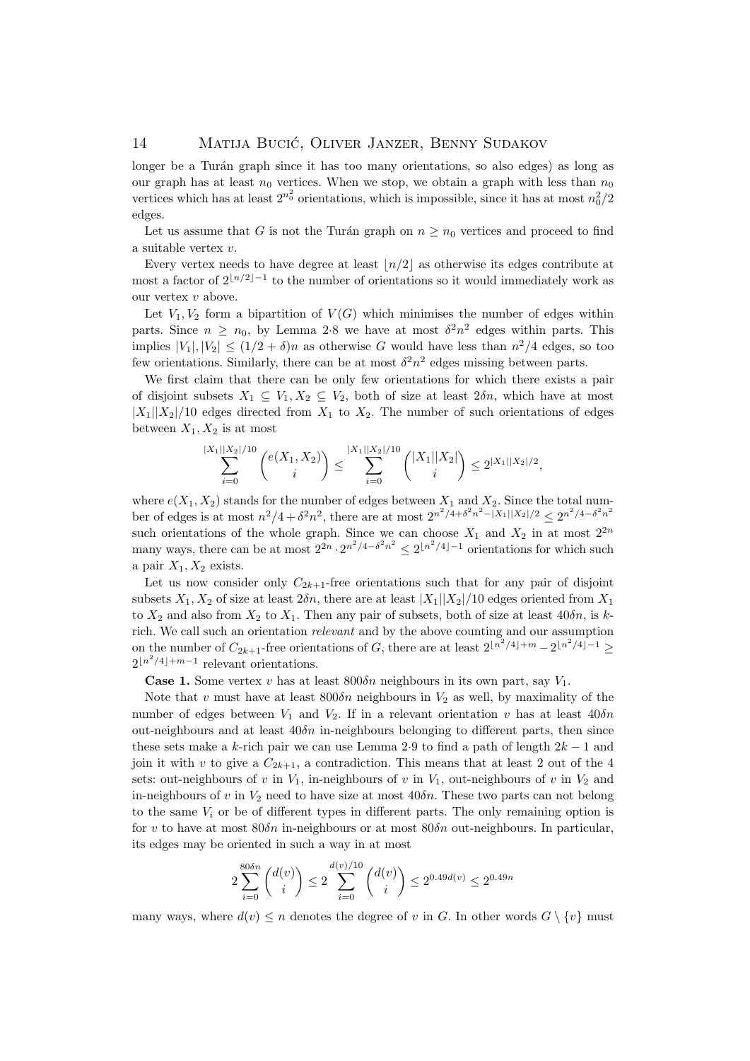longer be a Turán graph since it has too many orientations, so also edges) as long as our graph has at least $n_0$ vertices. When we stop, we obtain a graph with less than $n_0$ vertices which has at least $2^{n_0^2}$ orientations, which is impossible, since it has at most $n_0^2/2$ edges.

Let us assume that $G$ is not the Turán graph on $n \geq n_0$ vertices and proceed to find a suitable vertex $v$.

Every vertex needs to have degree at least $\lfloor n/2 \rfloor$ as otherwise its edges contribute at most a factor of $2^{\lfloor n/2 \rfloor - 1}$ to the number of orientations so it would immediately work as our vertex $v$ above.

Let $V_1, V_2$ form a bipartition of $V(G)$ which minimises the number of edges within parts. Since $n \geq n_0$, by Lemma 2·8 we have at most $\delta^2 n^2$ edges within parts. This implies $|V_1|, |V_2| \leq (1/2 + \delta)n$ as otherwise $G$ would have less than $n^2/4$ edges, so too few orientations. Similarly, there can be at most $\delta^2 n^2$ edges missing between parts.

We first claim that there can be only few orientations for which there exists a pair of disjoint subsets $X_1 \subseteq V_1, X_2 \subseteq V_2$, both of size at least $2\delta n$, which have at most $|X_1||X_2|/10$ edges directed from $X_1$ to $X_2$. The number of such orientations of edges between $X_1, X_2$ is at most

$$\sum_{i=0}^{|X_1||X_2|/10} \binom{e(X_1, X_2)}{i} \leq \sum_{i=0}^{|X_1||X_2|/10} \binom{|X_1||X_2|}{i} \leq 2^{|X_1||X_2|/2},$$

where $e(X_1, X_2)$ stands for the number of edges between $X_1$ and $X_2$. Since the total number of edges is at most $n^2/4 + \delta^2 n^2$, there are at most $2^{n^2/4+\delta^2 n^2 - |X_1||X_2|/2} \leq 2^{n^2/4 - \delta^2 n^2}$ such orientations of the whole graph. Since we can choose $X_1$ and $X_2$ in at most $2^{2n}$ many ways, there can be at most $2^{2n} \cdot 2^{n^2/4 - \delta^2 n^2} \leq 2^{\lfloor n^2/4 \rfloor - 1}$ orientations for which such a pair $X_1, X_2$ exists.

Let us now consider only $C_{2k+1}$-free orientations such that for any pair of disjoint subsets $X_1, X_2$ of size at least $2\delta n$, there are at least $|X_1||X_2|/10$ edges oriented from $X_1$ to $X_2$ and also from $X_2$ to $X_1$. Then any pair of subsets, both of size at least $40\delta n$, is $k$-rich. We call such an orientation *relevant* and by the above counting and our assumption on the number of $C_{2k+1}$-free orientations of $G$, there are at least $2^{\lfloor n^2/4 \rfloor + m} - 2^{\lfloor n^2/4 \rfloor - 1} \geq 2^{\lfloor n^2/4 \rfloor + m - 1}$ relevant orientations.

**Case 1.** Some vertex $v$ has at least $800\delta n$ neighbours in its own part, say $V_1$.

Note that $v$ must have at least $800\delta n$ neighbours in $V_2$ as well, by maximality of the number of edges between $V_1$ and $V_2$. If in a relevant orientation $v$ has at least $40\delta n$ out-neighbours and at least $40\delta n$ in-neighbours belonging to different parts, then since these sets make a $k$-rich pair we can use Lemma 2·9 to find a path of length $2k-1$ and join it with $v$ to give a $C_{2k+1}$, a contradiction. This means that at least 2 out of the 4 sets: out-neighbours of $v$ in $V_1$, in-neighbours of $v$ in $V_1$, out-neighbours of $v$ in $V_2$ and in-neighbours of $v$ in $V_2$ need to have size at most $40\delta n$. These two parts can not belong to the same $V_i$ or be of different types in different parts. The only remaining option is for $v$ to have at most $80\delta n$ in-neighbours or at most $80\delta n$ out-neighbours. In particular, its edges may be oriented in such a way in at most

$$2\sum_{i=0}^{80\delta n} \binom{d(v)}{i} \leq 2\sum_{i=0}^{d(v)/10} \binom{d(v)}{i} \leq 2^{0.49 d(v)} \leq 2^{0.49n}$$

many ways, where $d(v) \leq n$ denotes the degree of $v$ in $G$. In other words $G \setminus \{v\}$ must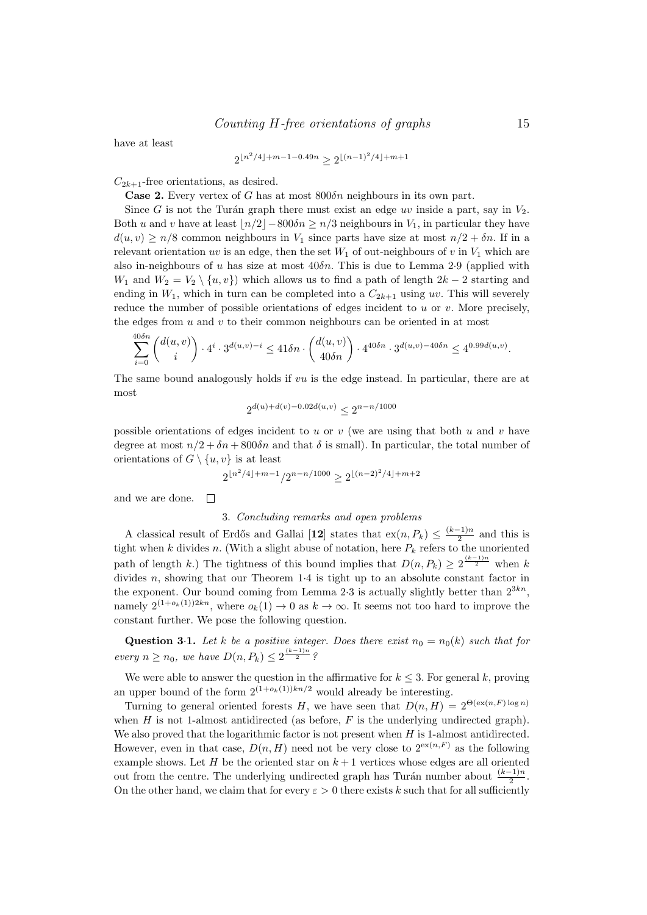have at least

$$2^{\lfloor n^2/4\rfloor+m-1-0.49n} \geq 2^{\lfloor (n-1)^2/4\rfloor+m+1}$$

$C_{2k+1}$-free orientations, as desired.

**Case 2.** Every vertex of $G$ has at most $800\delta n$ neighbours in its own part.

Since $G$ is not the Turán graph there must exist an edge $uv$ inside a part, say in $V_2$. Both $u$ and $v$ have at least $\lfloor n/2\rfloor - 800\delta n \geq n/3$ neighbours in $V_1$, in particular they have $d(u,v) \geq n/8$ common neighbours in $V_1$ since parts have size at most $n/2+\delta n$. If in a relevant orientation $uv$ is an edge, then the set $W_1$ of out-neighbours of $v$ in $V_1$ which are also in-neighbours of $u$ has size at most $40\delta n$. This is due to Lemma 2·9 (applied with $W_1$ and $W_2 = V_2 \setminus \{u,v\}$) which allows us to find a path of length $2k-2$ starting and ending in $W_1$, which in turn can be completed into a $C_{2k+1}$ using $uv$. This will severely reduce the number of possible orientations of edges incident to $u$ or $v$. More precisely, the edges from $u$ and $v$ to their common neighbours can be oriented in at most

$$\sum_{i=0}^{40\delta n} \binom{d(u,v)}{i} \cdot 4^i \cdot 3^{d(u,v)-i} \leq 41\delta n \cdot \binom{d(u,v)}{40\delta n} \cdot 4^{40\delta n} \cdot 3^{d(u,v)-40\delta n} \leq 4^{0.99 d(u,v)}.$$

The same bound analogously holds if $vu$ is the edge instead. In particular, there are at most

$$2^{d(u)+d(v)-0.02d(u,v)} \leq 2^{n-n/1000}$$

possible orientations of edges incident to $u$ or $v$ (we are using that both $u$ and $v$ have degree at most $n/2+\delta n+800\delta n$ and that $\delta$ is small). In particular, the total number of orientations of $G\setminus\{u,v\}$ is at least

$$2^{\lfloor n^2/4\rfloor+m-1}/2^{n-n/1000} \geq 2^{\lfloor (n-2)^2/4\rfloor+m+2}$$

and we are done. $\square$

## 3. *Concluding remarks and open problems*

A classical result of Erdős and Gallai [**12**] states that $\mathrm{ex}(n,P_k) \leq \frac{(k-1)n}{2}$ and this is tight when $k$ divides $n$. (With a slight abuse of notation, here $P_k$ refers to the unoriented path of length $k$.) The tightness of this bound implies that $D(n,P_k) \geq 2^{\frac{(k-1)n}{2}}$ when $k$ divides $n$, showing that our Theorem 1·4 is tight up to an absolute constant factor in the exponent. Our bound coming from Lemma 2·3 is actually slightly better than $2^{3kn}$, namely $2^{(1+o_k(1))2kn}$, where $o_k(1)\to 0$ as $k\to\infty$. It seems not too hard to improve the constant further. We pose the following question.

**Question 3·1.** *Let $k$ be a positive integer. Does there exist $n_0 = n_0(k)$ such that for every $n \geq n_0$, we have $D(n,P_k) \leq 2^{\frac{(k-1)n}{2}}$?*

We were able to answer the question in the affirmative for $k\leq 3$. For general $k$, proving an upper bound of the form $2^{(1+o_k(1))kn/2}$ would already be interesting.

Turning to general oriented forests $H$, we have seen that $D(n,H) = 2^{\Theta(\mathrm{ex}(n,F)\log n)}$ when $H$ is not 1-almost antidirected (as before, $F$ is the underlying undirected graph). We also proved that the logarithmic factor is not present when $H$ is 1-almost antidirected. However, even in that case, $D(n,H)$ need not be very close to $2^{\mathrm{ex}(n,F)}$ as the following example shows. Let $H$ be the oriented star on $k+1$ vertices whose edges are all oriented out from the centre. The underlying undirected graph has Turán number about $\frac{(k-1)n}{2}$. On the other hand, we claim that for every $\varepsilon > 0$ there exists $k$ such that for all sufficiently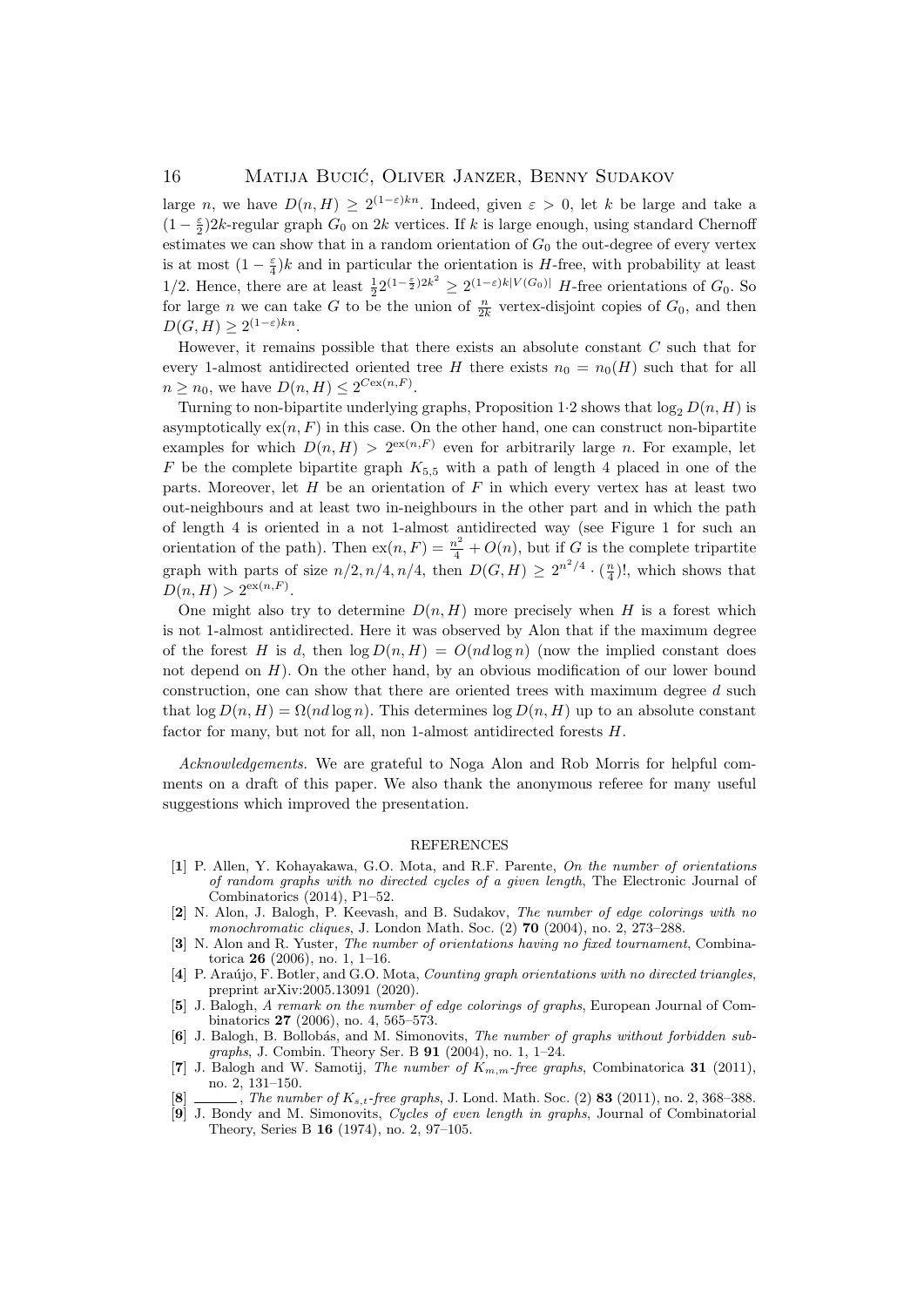large $n$, we have $D(n,H) \geq 2^{(1-\varepsilon)kn}$. Indeed, given $\varepsilon > 0$, let $k$ be large and take a $(1-\frac{\varepsilon}{2})2k$-regular graph $G_0$ on $2k$ vertices. If $k$ is large enough, using standard Chernoff estimates we can show that in a random orientation of $G_0$ the out-degree of every vertex is at most $(1-\frac{\varepsilon}{4})k$ and in particular the orientation is $H$-free, with probability at least $1/2$. Hence, there are at least $\frac{1}{2}2^{(1-\frac{\varepsilon}{2})2k^2} \geq 2^{(1-\varepsilon)k|V(G_0)|}$ $H$-free orientations of $G_0$. So for large $n$ we can take $G$ to be the union of $\frac{n}{2k}$ vertex-disjoint copies of $G_0$, and then $D(G,H) \geq 2^{(1-\varepsilon)kn}$.

However, it remains possible that there exists an absolute constant $C$ such that for every 1-almost antidirected oriented tree $H$ there exists $n_0 = n_0(H)$ such that for all $n \geq n_0$, we have $D(n,H) \leq 2^{C\mathrm{ex}(n,F)}$.

Turning to non-bipartite underlying graphs, Proposition 1·2 shows that $\log_2 D(n,H)$ is asymptotically $\mathrm{ex}(n,F)$ in this case. On the other hand, one can construct non-bipartite examples for which $D(n,H) > 2^{\mathrm{ex}(n,F)}$ even for arbitrarily large $n$. For example, let $F$ be the complete bipartite graph $K_{5,5}$ with a path of length 4 placed in one of the parts. Moreover, let $H$ be an orientation of $F$ in which every vertex has at least two out-neighbours and at least two in-neighbours in the other part and in which the path of length 4 is oriented in a not 1-almost antidirected way (see Figure 1 for such an orientation of the path). Then $\mathrm{ex}(n,F) = \frac{n^2}{4} + O(n)$, but if $G$ is the complete tripartite graph with parts of size $n/2, n/4, n/4$, then $D(G,H) \geq 2^{n^2/4} \cdot (\frac{n}{4})!$, which shows that $D(n,H) > 2^{\mathrm{ex}(n,F)}$.

One might also try to determine $D(n,H)$ more precisely when $H$ is a forest which is not 1-almost antidirected. Here it was observed by Alon that if the maximum degree of the forest $H$ is $d$, then $\log D(n,H) = O(nd\log n)$ (now the implied constant does not depend on $H$). On the other hand, by an obvious modification of our lower bound construction, one can show that there are oriented trees with maximum degree $d$ such that $\log D(n,H) = \Omega(nd\log n)$. This determines $\log D(n,H)$ up to an absolute constant factor for many, but not for all, non 1-almost antidirected forests $H$.

*Acknowledgements.* We are grateful to Noga Alon and Rob Morris for helpful comments on a draft of this paper. We also thank the anonymous referee for many useful suggestions which improved the presentation.

## REFERENCES

[1] P. Allen, Y. Kohayakawa, G.O. Mota, and R.F. Parente, *On the number of orientations of random graphs with no directed cycles of a given length*, The Electronic Journal of Combinatorics (2014), P1–52.

[2] N. Alon, J. Balogh, P. Keevash, and B. Sudakov, *The number of edge colorings with no monochromatic cliques*, J. London Math. Soc. (2) **70** (2004), no. 2, 273–288.

[3] N. Alon and R. Yuster, *The number of orientations having no fixed tournament*, Combinatorica **26** (2006), no. 1, 1–16.

[4] P. Araújo, F. Botler, and G.O. Mota, *Counting graph orientations with no directed triangles*, preprint arXiv:2005.13091 (2020).

[5] J. Balogh, *A remark on the number of edge colorings of graphs*, European Journal of Combinatorics **27** (2006), no. 4, 565–573.

[6] J. Balogh, B. Bollobás, and M. Simonovits, *The number of graphs without forbidden subgraphs*, J. Combin. Theory Ser. B **91** (2004), no. 1, 1–24.

[7] J. Balogh and W. Samotij, *The number of $K_{m,m}$-free graphs*, Combinatorica **31** (2011), no. 2, 131–150.

[8] ———, *The number of $K_{s,t}$-free graphs*, J. Lond. Math. Soc. (2) **83** (2011), no. 2, 368–388.

[9] J. Bondy and M. Simonovits, *Cycles of even length in graphs*, Journal of Combinatorial Theory, Series B **16** (1974), no. 2, 97–105.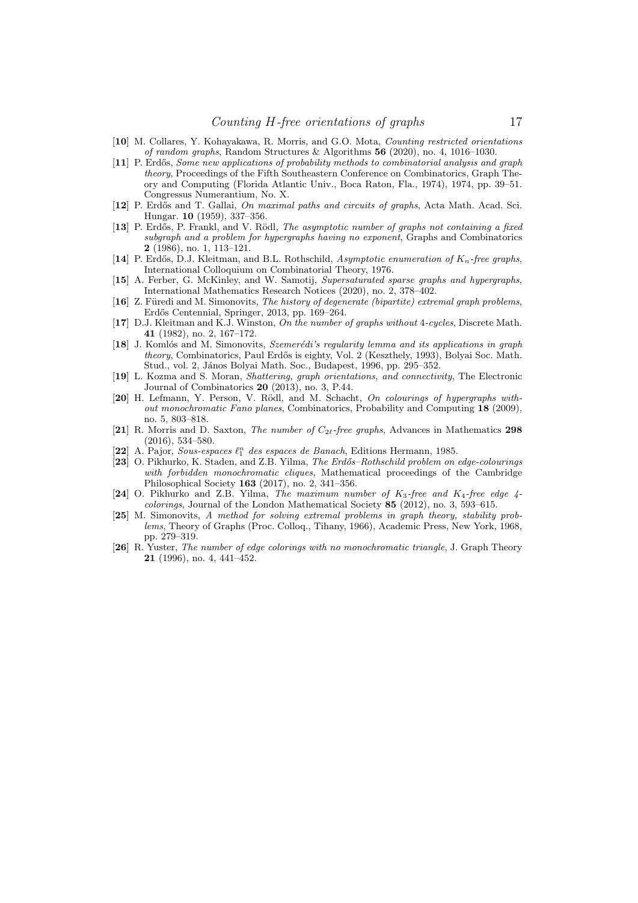[**10**] M. Collares, Y. Kohayakawa, R. Morris, and G.O. Mota, *Counting restricted orientations of random graphs*, Random Structures & Algorithms **56** (2020), no. 4, 1016–1030.

[**11**] P. Erdős, *Some new applications of probability methods to combinatorial analysis and graph theory*, Proceedings of the Fifth Southeastern Conference on Combinatorics, Graph Theory and Computing (Florida Atlantic Univ., Boca Raton, Fla., 1974), 1974, pp. 39–51. Congressus Numerantium, No. X.

[**12**] P. Erdős and T. Gallai, *On maximal paths and circuits of graphs*, Acta Math. Acad. Sci. Hungar. **10** (1959), 337–356.

[**13**] P. Erdős, P. Frankl, and V. Rödl, *The asymptotic number of graphs not containing a fixed subgraph and a problem for hypergraphs having no exponent*, Graphs and Combinatorics **2** (1986), no. 1, 113–121.

[**14**] P. Erdős, D.J. Kleitman, and B.L. Rothschild, *Asymptotic enumeration of $K_n$-free graphs*, International Colloquium on Combinatorial Theory, 1976.

[**15**] A. Ferber, G. McKinley, and W. Samotij, *Supersaturated sparse graphs and hypergraphs*, International Mathematics Research Notices (2020), no. 2, 378–402.

[**16**] Z. Füredi and M. Simonovits, *The history of degenerate (bipartite) extremal graph problems*, Erdős Centennial, Springer, 2013, pp. 169–264.

[**17**] D.J. Kleitman and K.J. Winston, *On the number of graphs without 4-cycles*, Discrete Math. **41** (1982), no. 2, 167–172.

[**18**] J. Komlós and M. Simonovits, *Szemerédi's regularity lemma and its applications in graph theory*, Combinatorics, Paul Erdős is eighty, Vol. 2 (Keszthely, 1993), Bolyai Soc. Math. Stud., vol. 2, János Bolyai Math. Soc., Budapest, 1996, pp. 295–352.

[**19**] L. Kozma and S. Moran, *Shattering, graph orientations, and connectivity*, The Electronic Journal of Combinatorics **20** (2013), no. 3, P.44.

[**20**] H. Lefmann, Y. Person, V. Rödl, and M. Schacht, *On colourings of hypergraphs without monochromatic Fano planes*, Combinatorics, Probability and Computing **18** (2009), no. 5, 803–818.

[**21**] R. Morris and D. Saxton, *The number of $C_{2\ell}$-free graphs*, Advances in Mathematics **298** (2016), 534–580.

[**22**] A. Pajor, *Sous-espaces $\ell_1^n$ des espaces de Banach*, Editions Hermann, 1985.

[**23**] O. Pikhurko, K. Staden, and Z.B. Yilma, *The Erdős–Rothschild problem on edge-colourings with forbidden monochromatic cliques*, Mathematical proceedings of the Cambridge Philosophical Society **163** (2017), no. 2, 341–356.

[**24**] O. Pikhurko and Z.B. Yilma, *The maximum number of $K_3$-free and $K_4$-free edge 4-colorings*, Journal of the London Mathematical Society **85** (2012), no. 3, 593–615.

[**25**] M. Simonovits, *A method for solving extremal problems in graph theory, stability problems*, Theory of Graphs (Proc. Colloq., Tihany, 1966), Academic Press, New York, 1968, pp. 279–319.

[**26**] R. Yuster, *The number of edge colorings with no monochromatic triangle*, J. Graph Theory **21** (1996), no. 4, 441–452.